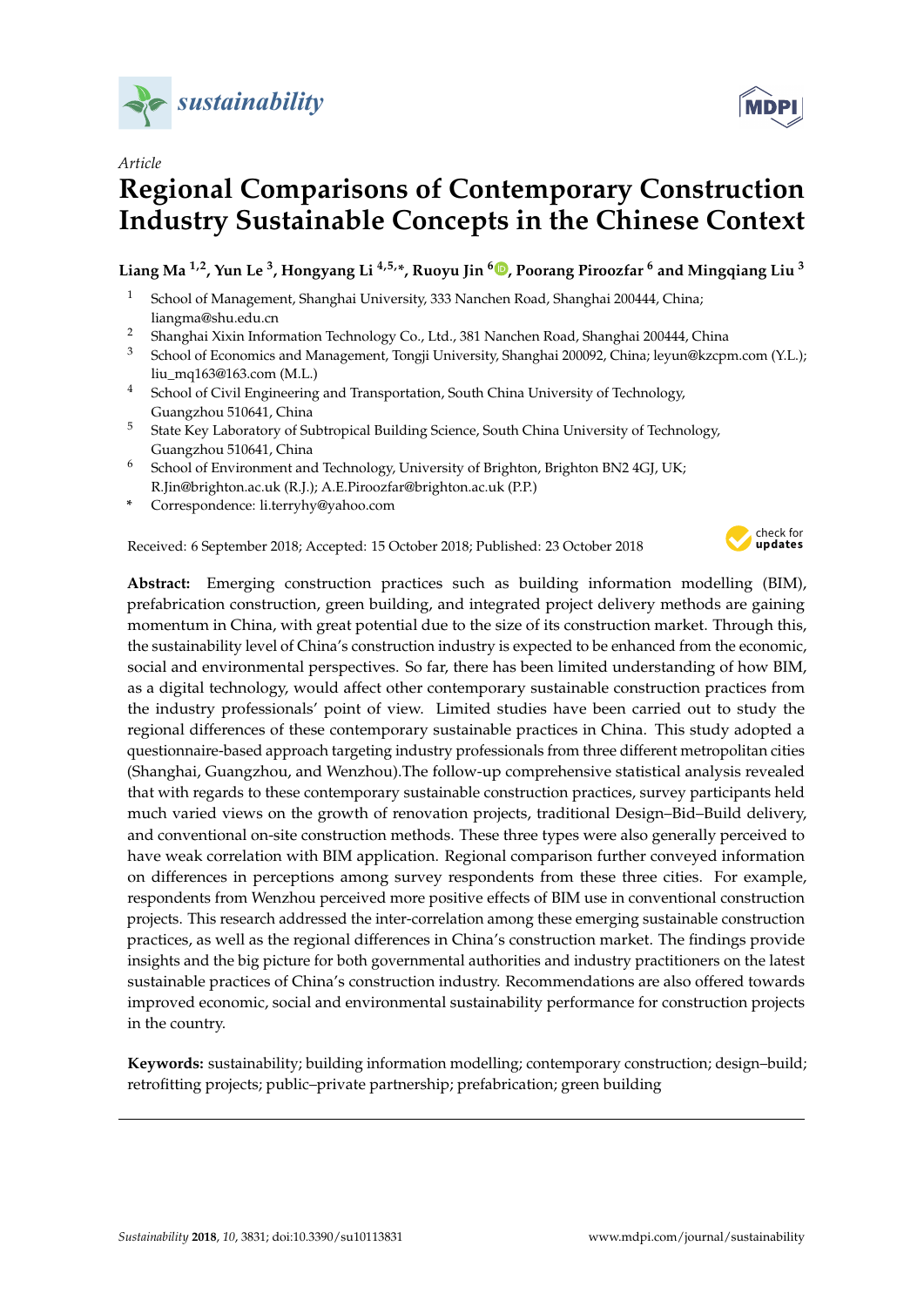*Article*

# Regional Comparisons of Contemporary Construction Industry Sustainable Concepts in the Chinese Context

**Liang Ma [1,2], Yun Le [3], Hongyang Li [4,5,*], Ruoyu Jin [6], Poorang Piroozfar [6] and Mingqiang Liu [3]**

1. School of Management, Shanghai University, 333 Nanchen Road, Shanghai 200444, China; liangma@shu.edu.cn
2. Shanghai Xixin Information Technology Co., Ltd., 381 Nanchen Road, Shanghai 200444, China
3. School of Economics and Management, Tongji University, Shanghai 200092, China; leyun@kzcpm.com (Y.L.); liu_mq163@163.com (M.L.)
4. School of Civil Engineering and Transportation, South China University of Technology, Guangzhou 510641, China
5. State Key Laboratory of Subtropical Building Science, South China University of Technology, Guangzhou 510641, China
6. School of Environment and Technology, University of Brighton, Brighton BN2 4GJ, UK; R.Jin@brighton.ac.uk (R.J.); A.E.Piroozfar@brighton.ac.uk (P.P.)

\* Correspondence: li.terryhy@yahoo.com

Received: 6 September 2018; Accepted: 15 October 2018; Published: 23 October 2018

**Abstract:** Emerging construction practices such as building information modelling (BIM), prefabrication construction, green building, and integrated project delivery methods are gaining momentum in China, with great potential due to the size of its construction market. Through this, the sustainability level of China's construction industry is expected to be enhanced from the economic, social and environmental perspectives. So far, there has been limited understanding of how BIM, as a digital technology, would affect other contemporary sustainable construction practices from the industry professionals' point of view. Limited studies have been carried out to study the regional differences of these contemporary sustainable practices in China. This study adopted a questionnaire-based approach targeting industry professionals from three different metropolitan cities (Shanghai, Guangzhou, and Wenzhou).The follow-up comprehensive statistical analysis revealed that with regards to these contemporary sustainable construction practices, survey participants held much varied views on the growth of renovation projects, traditional Design–Bid–Build delivery, and conventional on-site construction methods. These three types were also generally perceived to have weak correlation with BIM application. Regional comparison further conveyed information on differences in perceptions among survey respondents from these three cities. For example, respondents from Wenzhou perceived more positive effects of BIM use in conventional construction projects. This research addressed the inter-correlation among these emerging sustainable construction practices, as well as the regional differences in China's construction market. The findings provide insights and the big picture for both governmental authorities and industry practitioners on the latest sustainable practices of China's construction industry. Recommendations are also offered towards improved economic, social and environmental sustainability performance for construction projects in the country.

**Keywords:** sustainability; building information modelling; contemporary construction; design–build; retrofitting projects; public–private partnership; prefabrication; green building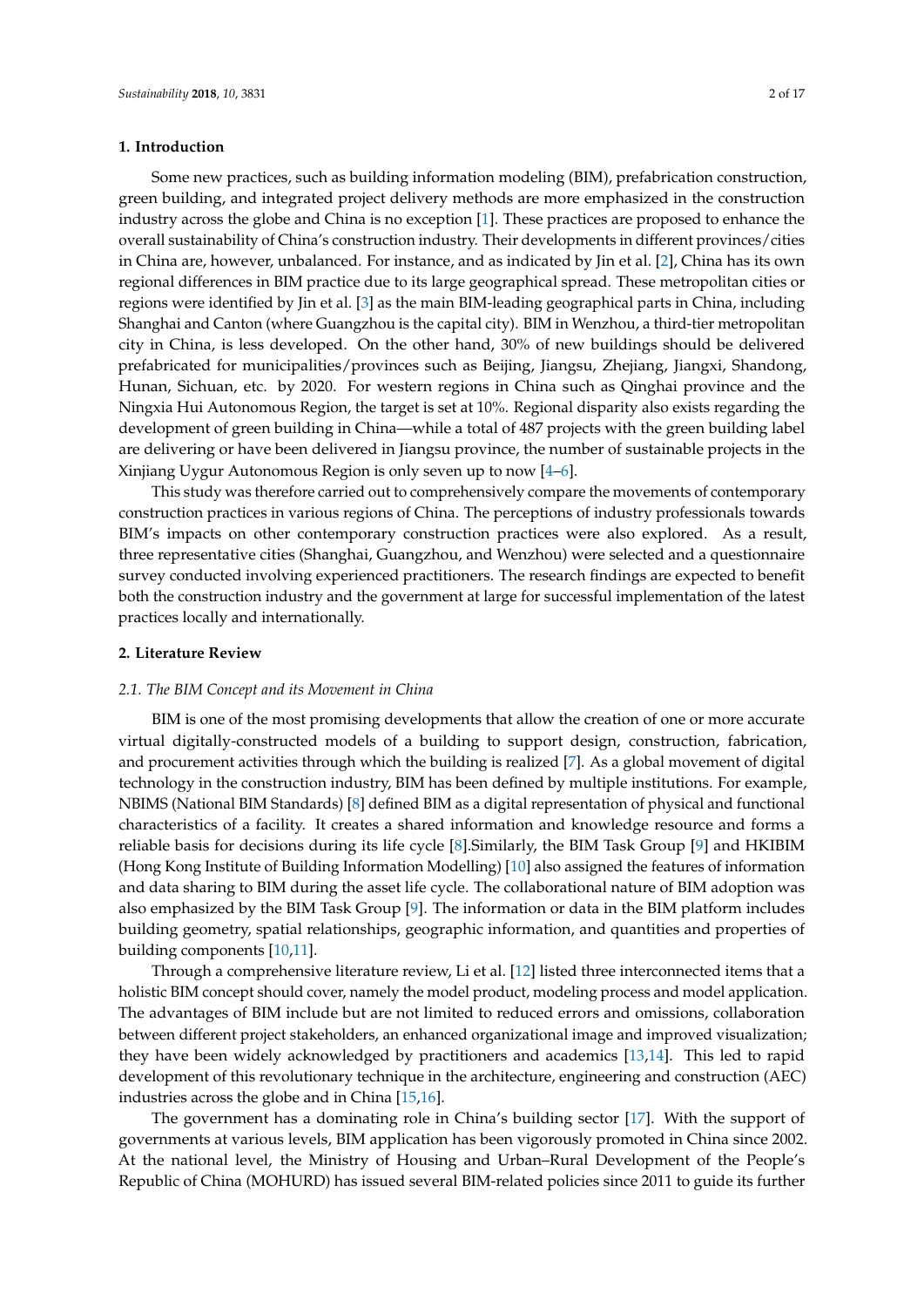## 1. Introduction

Some new practices, such as building information modeling (BIM), prefabrication construction, green building, and integrated project delivery methods are more emphasized in the construction industry across the globe and China is no exception [1]. These practices are proposed to enhance the overall sustainability of China's construction industry. Their developments in different provinces/cities in China are, however, unbalanced. For instance, and as indicated by Jin et al. [2], China has its own regional differences in BIM practice due to its large geographical spread. These metropolitan cities or regions were identified by Jin et al. [3] as the main BIM-leading geographical parts in China, including Shanghai and Canton (where Guangzhou is the capital city). BIM in Wenzhou, a third-tier metropolitan city in China, is less developed. On the other hand, 30% of new buildings should be delivered prefabricated for municipalities/provinces such as Beijing, Jiangsu, Zhejiang, Jiangxi, Shandong, Hunan, Sichuan, etc. by 2020. For western regions in China such as Qinghai province and the Ningxia Hui Autonomous Region, the target is set at 10%. Regional disparity also exists regarding the development of green building in China—while a total of 487 projects with the green building label are delivering or have been delivered in Jiangsu province, the number of sustainable projects in the Xinjiang Uygur Autonomous Region is only seven up to now [4–6].

This study was therefore carried out to comprehensively compare the movements of contemporary construction practices in various regions of China. The perceptions of industry professionals towards BIM's impacts on other contemporary construction practices were also explored. As a result, three representative cities (Shanghai, Guangzhou, and Wenzhou) were selected and a questionnaire survey conducted involving experienced practitioners. The research findings are expected to benefit both the construction industry and the government at large for successful implementation of the latest practices locally and internationally.

## 2. Literature Review

### *2.1. The BIM Concept and its Movement in China*

BIM is one of the most promising developments that allow the creation of one or more accurate virtual digitally-constructed models of a building to support design, construction, fabrication, and procurement activities through which the building is realized [7]. As a global movement of digital technology in the construction industry, BIM has been defined by multiple institutions. For example, NBIMS (National BIM Standards) [8] defined BIM as a digital representation of physical and functional characteristics of a facility. It creates a shared information and knowledge resource and forms a reliable basis for decisions during its life cycle [8].Similarly, the BIM Task Group [9] and HKIBIM (Hong Kong Institute of Building Information Modelling) [10] also assigned the features of information and data sharing to BIM during the asset life cycle. The collaborational nature of BIM adoption was also emphasized by the BIM Task Group [9]. The information or data in the BIM platform includes building geometry, spatial relationships, geographic information, and quantities and properties of building components [10,11].

Through a comprehensive literature review, Li et al. [12] listed three interconnected items that a holistic BIM concept should cover, namely the model product, modeling process and model application. The advantages of BIM include but are not limited to reduced errors and omissions, collaboration between different project stakeholders, an enhanced organizational image and improved visualization; they have been widely acknowledged by practitioners and academics [13,14]. This led to rapid development of this revolutionary technique in the architecture, engineering and construction (AEC) industries across the globe and in China [15,16].

The government has a dominating role in China's building sector [17]. With the support of governments at various levels, BIM application has been vigorously promoted in China since 2002. At the national level, the Ministry of Housing and Urban–Rural Development of the People's Republic of China (MOHURD) has issued several BIM-related policies since 2011 to guide its further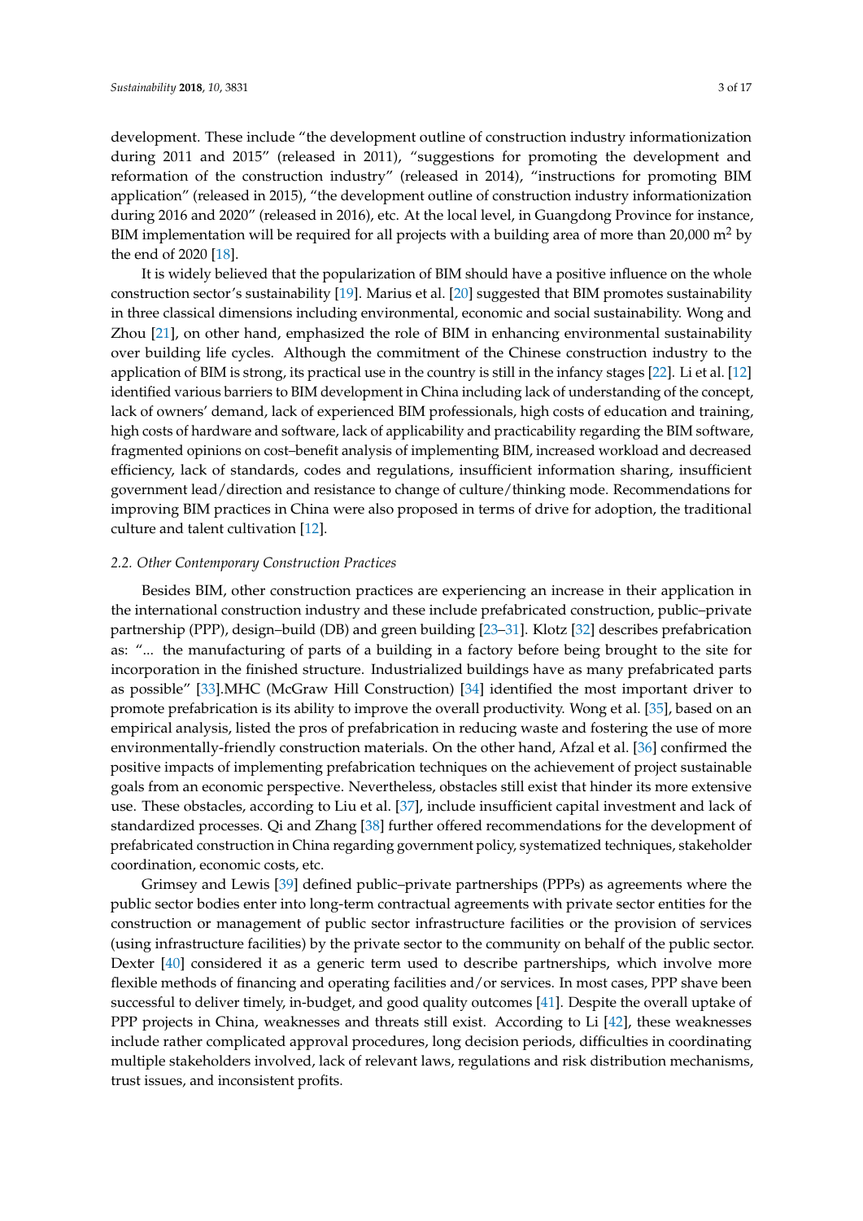development. These include “the development outline of construction industry informationization during 2011 and 2015” (released in 2011), “suggestions for promoting the development and reformation of the construction industry” (released in 2014), “instructions for promoting BIM application” (released in 2015), “the development outline of construction industry informationization during 2016 and 2020” (released in 2016), etc. At the local level, in Guangdong Province for instance, BIM implementation will be required for all projects with a building area of more than 20,000 $m^2$ by the end of 2020 [18].

It is widely believed that the popularization of BIM should have a positive influence on the whole construction sector’s sustainability [19]. Marius et al. [20] suggested that BIM promotes sustainability in three classical dimensions including environmental, economic and social sustainability. Wong and Zhou [21], on other hand, emphasized the role of BIM in enhancing environmental sustainability over building life cycles. Although the commitment of the Chinese construction industry to the application of BIM is strong, its practical use in the country is still in the infancy stages [22]. Li et al. [12] identified various barriers to BIM development in China including lack of understanding of the concept, lack of owners’ demand, lack of experienced BIM professionals, high costs of education and training, high costs of hardware and software, lack of applicability and practicability regarding the BIM software, fragmented opinions on cost–benefit analysis of implementing BIM, increased workload and decreased efficiency, lack of standards, codes and regulations, insufficient information sharing, insufficient government lead/direction and resistance to change of culture/thinking mode. Recommendations for improving BIM practices in China were also proposed in terms of drive for adoption, the traditional culture and talent cultivation [12].

### 2.2. Other Contemporary Construction Practices

Besides BIM, other construction practices are experiencing an increase in their application in the international construction industry and these include prefabricated construction, public–private partnership (PPP), design–build (DB) and green building [23–31]. Klotz [32] describes prefabrication as: “... the manufacturing of parts of a building in a factory before being brought to the site for incorporation in the finished structure. Industrialized buildings have as many prefabricated parts as possible” [33].MHC (McGraw Hill Construction) [34] identified the most important driver to promote prefabrication is its ability to improve the overall productivity. Wong et al. [35], based on an empirical analysis, listed the pros of prefabrication in reducing waste and fostering the use of more environmentally-friendly construction materials. On the other hand, Afzal et al. [36] confirmed the positive impacts of implementing prefabrication techniques on the achievement of project sustainable goals from an economic perspective. Nevertheless, obstacles still exist that hinder its more extensive use. These obstacles, according to Liu et al. [37], include insufficient capital investment and lack of standardized processes. Qi and Zhang [38] further offered recommendations for the development of prefabricated construction in China regarding government policy, systematized techniques, stakeholder coordination, economic costs, etc.

Grimsey and Lewis [39] defined public–private partnerships (PPPs) as agreements where the public sector bodies enter into long-term contractual agreements with private sector entities for the construction or management of public sector infrastructure facilities or the provision of services (using infrastructure facilities) by the private sector to the community on behalf of the public sector. Dexter [40] considered it as a generic term used to describe partnerships, which involve more flexible methods of financing and operating facilities and/or services. In most cases, PPP shave been successful to deliver timely, in-budget, and good quality outcomes [41]. Despite the overall uptake of PPP projects in China, weaknesses and threats still exist. According to Li [42], these weaknesses include rather complicated approval procedures, long decision periods, difficulties in coordinating multiple stakeholders involved, lack of relevant laws, regulations and risk distribution mechanisms, trust issues, and inconsistent profits.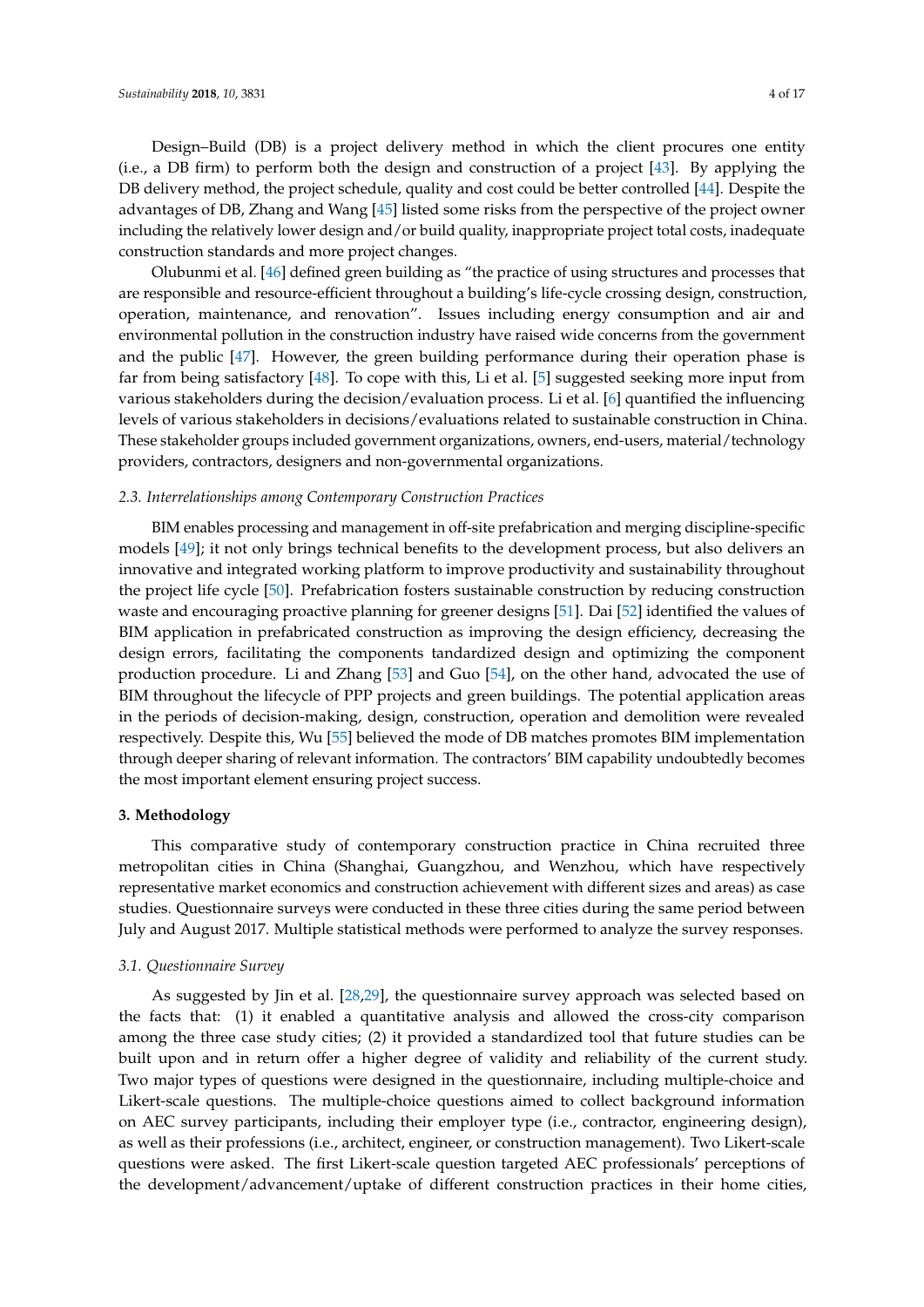Design–Build (DB) is a project delivery method in which the client procures one entity (i.e., a DB firm) to perform both the design and construction of a project [43]. By applying the DB delivery method, the project schedule, quality and cost could be better controlled [44]. Despite the advantages of DB, Zhang and Wang [45] listed some risks from the perspective of the project owner including the relatively lower design and/or build quality, inappropriate project total costs, inadequate construction standards and more project changes.

Olubunmi et al. [46] defined green building as "the practice of using structures and processes that are responsible and resource-efficient throughout a building's life-cycle crossing design, construction, operation, maintenance, and renovation". Issues including energy consumption and air and environmental pollution in the construction industry have raised wide concerns from the government and the public [47]. However, the green building performance during their operation phase is far from being satisfactory [48]. To cope with this, Li et al. [5] suggested seeking more input from various stakeholders during the decision/evaluation process. Li et al. [6] quantified the influencing levels of various stakeholders in decisions/evaluations related to sustainable construction in China. These stakeholder groups included government organizations, owners, end-users, material/technology providers, contractors, designers and non-governmental organizations.

### 2.3. Interrelationships among Contemporary Construction Practices

BIM enables processing and management in off-site prefabrication and merging discipline-specific models [49]; it not only brings technical benefits to the development process, but also delivers an innovative and integrated working platform to improve productivity and sustainability throughout the project life cycle [50]. Prefabrication fosters sustainable construction by reducing construction waste and encouraging proactive planning for greener designs [51]. Dai [52] identified the values of BIM application in prefabricated construction as improving the design efficiency, decreasing the design errors, facilitating the components tandardized design and optimizing the component production procedure. Li and Zhang [53] and Guo [54], on the other hand, advocated the use of BIM throughout the lifecycle of PPP projects and green buildings. The potential application areas in the periods of decision-making, design, construction, operation and demolition were revealed respectively. Despite this, Wu [55] believed the mode of DB matches promotes BIM implementation through deeper sharing of relevant information. The contractors' BIM capability undoubtedly becomes the most important element ensuring project success.

## 3. Methodology

This comparative study of contemporary construction practice in China recruited three metropolitan cities in China (Shanghai, Guangzhou, and Wenzhou, which have respectively representative market economics and construction achievement with different sizes and areas) as case studies. Questionnaire surveys were conducted in these three cities during the same period between July and August 2017. Multiple statistical methods were performed to analyze the survey responses.

### 3.1. Questionnaire Survey

As suggested by Jin et al. [28,29], the questionnaire survey approach was selected based on the facts that: (1) it enabled a quantitative analysis and allowed the cross-city comparison among the three case study cities; (2) it provided a standardized tool that future studies can be built upon and in return offer a higher degree of validity and reliability of the current study. Two major types of questions were designed in the questionnaire, including multiple-choice and Likert-scale questions. The multiple-choice questions aimed to collect background information on AEC survey participants, including their employer type (i.e., contractor, engineering design), as well as their professions (i.e., architect, engineer, or construction management). Two Likert-scale questions were asked. The first Likert-scale question targeted AEC professionals' perceptions of the development/advancement/uptake of different construction practices in their home cities,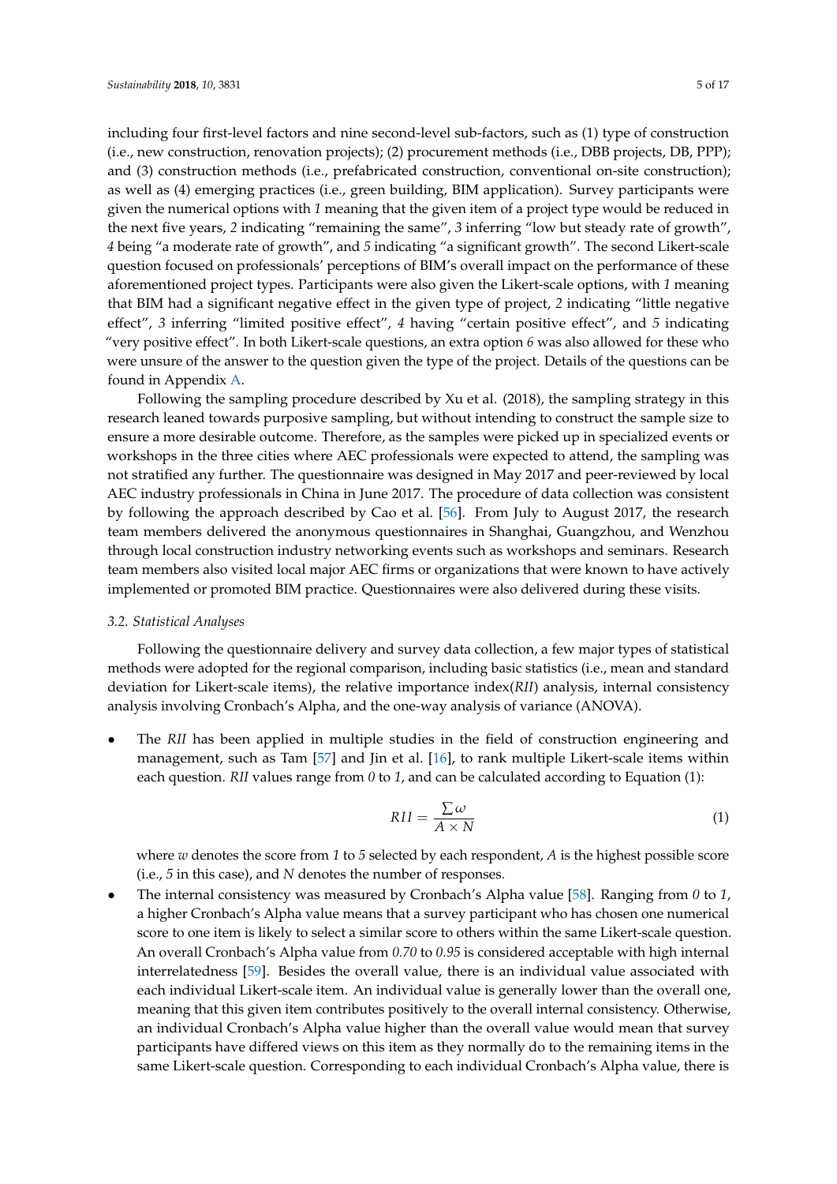including four first-level factors and nine second-level sub-factors, such as (1) type of construction (i.e., new construction, renovation projects); (2) procurement methods (i.e., DBB projects, DB, PPP); and (3) construction methods (i.e., prefabricated construction, conventional on-site construction); as well as (4) emerging practices (i.e., green building, BIM application). Survey participants were given the numerical options with *1* meaning that the given item of a project type would be reduced in the next five years, *2* indicating "remaining the same", *3* inferring "low but steady rate of growth", *4* being "a moderate rate of growth", and *5* indicating "a significant growth". The second Likert-scale question focused on professionals' perceptions of BIM's overall impact on the performance of these aforementioned project types. Participants were also given the Likert-scale options, with *1* meaning that BIM had a significant negative effect in the given type of project, *2* indicating "little negative effect", *3* inferring "limited positive effect", *4* having "certain positive effect", and *5* indicating "very positive effect". In both Likert-scale questions, an extra option *6* was also allowed for these who were unsure of the answer to the question given the type of the project. Details of the questions can be found in Appendix A.

Following the sampling procedure described by Xu et al. (2018), the sampling strategy in this research leaned towards purposive sampling, but without intending to construct the sample size to ensure a more desirable outcome. Therefore, as the samples were picked up in specialized events or workshops in the three cities where AEC professionals were expected to attend, the sampling was not stratified any further. The questionnaire was designed in May 2017 and peer-reviewed by local AEC industry professionals in China in June 2017. The procedure of data collection was consistent by following the approach described by Cao et al. [56]. From July to August 2017, the research team members delivered the anonymous questionnaires in Shanghai, Guangzhou, and Wenzhou through local construction industry networking events such as workshops and seminars. Research team members also visited local major AEC firms or organizations that were known to have actively implemented or promoted BIM practice. Questionnaires were also delivered during these visits.

### *3.2. Statistical Analyses*

Following the questionnaire delivery and survey data collection, a few major types of statistical methods were adopted for the regional comparison, including basic statistics (i.e., mean and standard deviation for Likert-scale items), the relative importance index(*RII*) analysis, internal consistency analysis involving Cronbach's Alpha, and the one-way analysis of variance (ANOVA).

- The *RII* has been applied in multiple studies in the field of construction engineering and management, such as Tam [57] and Jin et al. [16], to rank multiple Likert-scale items within each question. *RII* values range from *0* to *1*, and can be calculated according to Equation (1):

$$RII = \frac{\sum \omega}{A \times N} \tag{1}$$

  where $w$ denotes the score from *1* to *5* selected by each respondent, $A$ is the highest possible score (i.e., *5* in this case), and $N$ denotes the number of responses.

- The internal consistency was measured by Cronbach's Alpha value [58]. Ranging from *0* to *1*, a higher Cronbach's Alpha value means that a survey participant who has chosen one numerical score to one item is likely to select a similar score to others within the same Likert-scale question. An overall Cronbach's Alpha value from *0.70* to *0.95* is considered acceptable with high internal interrelatedness [59]. Besides the overall value, there is an individual value associated with each individual Likert-scale item. An individual value is generally lower than the overall one, meaning that this given item contributes positively to the overall internal consistency. Otherwise, an individual Cronbach's Alpha value higher than the overall value would mean that survey participants have differed views on this item as they normally do to the remaining items in the same Likert-scale question. Corresponding to each individual Cronbach's Alpha value, there is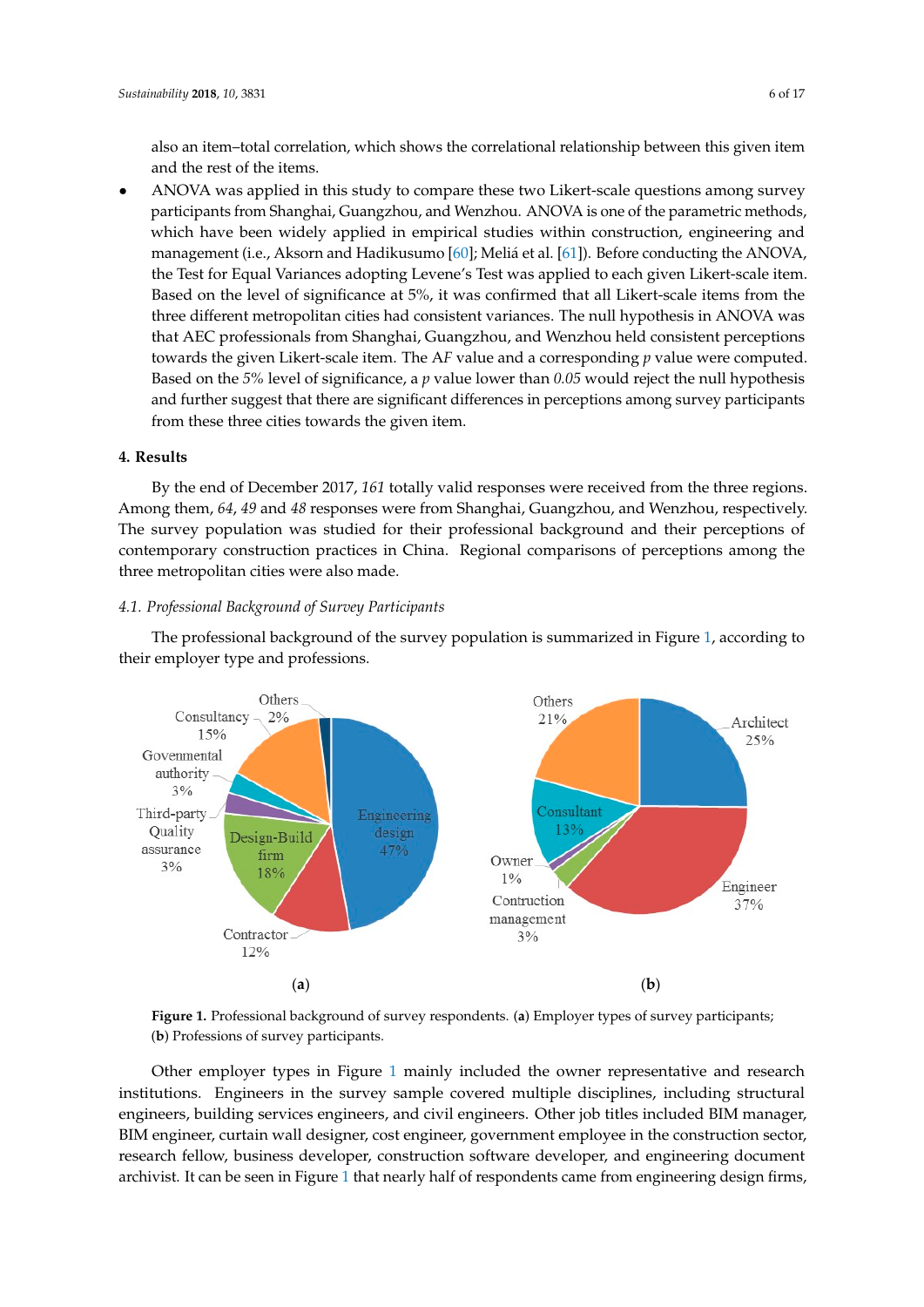also an item–total correlation, which shows the correlational relationship between this given item and the rest of the items.

- ANOVA was applied in this study to compare these two Likert-scale questions among survey participants from Shanghai, Guangzhou, and Wenzhou. ANOVA is one of the parametric methods, which have been widely applied in empirical studies within construction, engineering and management (i.e., Aksorn and Hadikusumo [60]; Meliá et al. [61]). Before conducting the ANOVA, the Test for Equal Variances adopting Levene's Test was applied to each given Likert-scale item. Based on the level of significance at 5%, it was confirmed that all Likert-scale items from the three different metropolitan cities had consistent variances. The null hypothesis in ANOVA was that AEC professionals from Shanghai, Guangzhou, and Wenzhou held consistent perceptions towards the given Likert-scale item. The *AF* value and a corresponding *p* value were computed. Based on the *5%* level of significance, a *p* value lower than *0.05* would reject the null hypothesis and further suggest that there are significant differences in perceptions among survey participants from these three cities towards the given item.

## 4. Results

By the end of December 2017, *161* totally valid responses were received from the three regions. Among them, *64*, *49* and *48* responses were from Shanghai, Guangzhou, and Wenzhou, respectively. The survey population was studied for their professional background and their perceptions of contemporary construction practices in China. Regional comparisons of perceptions among the three metropolitan cities were also made.

### 4.1. Professional Background of Survey Participants

The professional background of the survey population is summarized in Figure 1, according to their employer type and professions.

**Figure 1.** Professional background of survey respondents. (**a**) Employer types of survey participants; (**b**) Professions of survey participants.

Other employer types in Figure 1 mainly included the owner representative and research institutions. Engineers in the survey sample covered multiple disciplines, including structural engineers, building services engineers, and civil engineers. Other job titles included BIM manager, BIM engineer, curtain wall designer, cost engineer, government employee in the construction sector, research fellow, business developer, construction software developer, and engineering document archivist. It can be seen in Figure 1 that nearly half of respondents came from engineering design firms,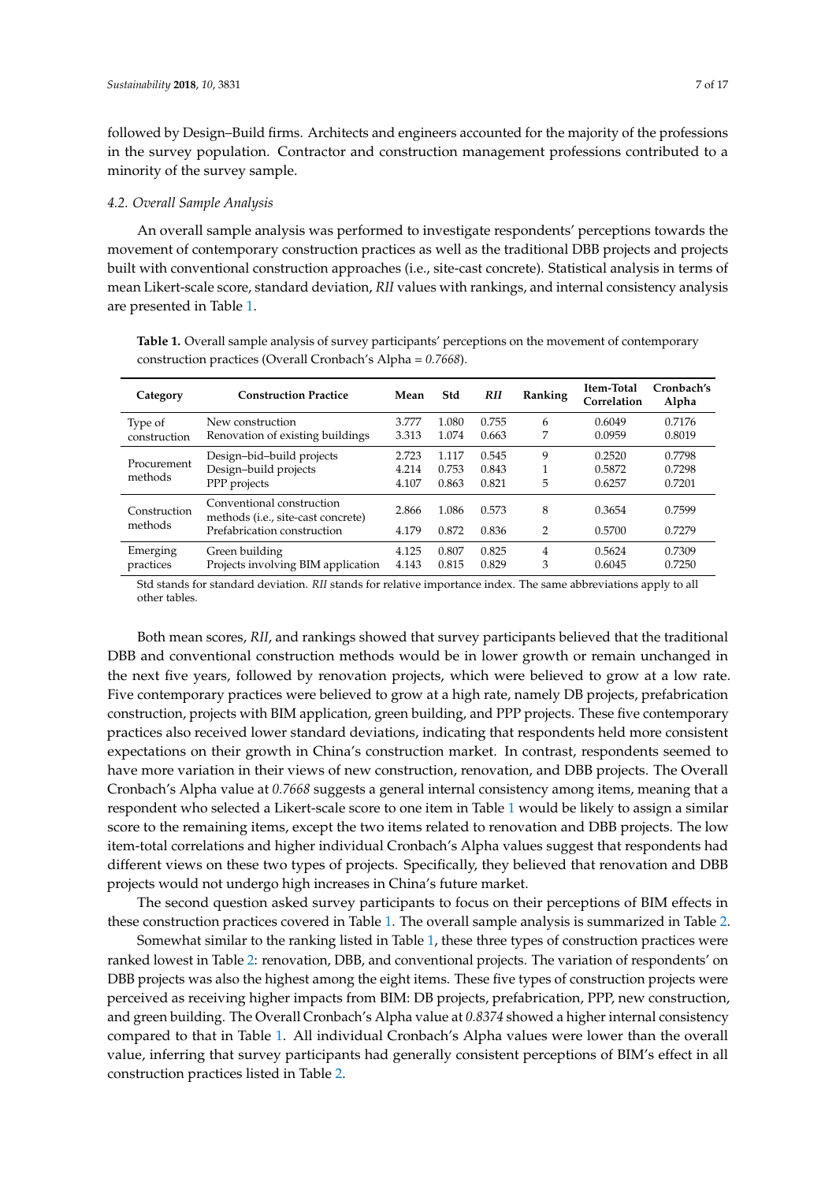followed by Design–Build firms. Architects and engineers accounted for the majority of the professions in the survey population. Contractor and construction management professions contributed to a minority of the survey sample.

### *4.2. Overall Sample Analysis*

An overall sample analysis was performed to investigate respondents' perceptions towards the movement of contemporary construction practices as well as the traditional DBB projects and projects built with conventional construction approaches (i.e., site-cast concrete). Statistical analysis in terms of mean Likert-scale score, standard deviation, *RII* values with rankings, and internal consistency analysis are presented in Table 1.

**Table 1.** Overall sample analysis of survey participants' perceptions on the movement of contemporary construction practices (Overall Cronbach's Alpha = *0.7668*).

| Category | Construction Practice | Mean | Std | *RII* | Ranking | Item-Total Correlation | Cronbach's Alpha |
|---|---|---|---|---|---|---|---|
| Type of construction | New construction | 3.777 | 1.080 | 0.755 | 6 | 0.6049 | 0.7176 |
| | Renovation of existing buildings | 3.313 | 1.074 | 0.663 | 7 | 0.0959 | 0.8019 |
| Procurement methods | Design–bid–build projects | 2.723 | 1.117 | 0.545 | 9 | 0.2520 | 0.7798 |
| | Design–build projects | 4.214 | 0.753 | 0.843 | 1 | 0.5872 | 0.7298 |
| | PPP projects | 4.107 | 0.863 | 0.821 | 5 | 0.6257 | 0.7201 |
| Construction methods | Conventional construction methods (i.e., site-cast concrete) | 2.866 | 1.086 | 0.573 | 8 | 0.3654 | 0.7599 |
| | Prefabrication construction | 4.179 | 0.872 | 0.836 | 2 | 0.5700 | 0.7279 |
| Emerging practices | Green building | 4.125 | 0.807 | 0.825 | 4 | 0.5624 | 0.7309 |
| | Projects involving BIM application | 4.143 | 0.815 | 0.829 | 3 | 0.6045 | 0.7250 |

Std stands for standard deviation. *RII* stands for relative importance index. The same abbreviations apply to all other tables.

Both mean scores, *RII*, and rankings showed that survey participants believed that the traditional DBB and conventional construction methods would be in lower growth or remain unchanged in the next five years, followed by renovation projects, which were believed to grow at a low rate. Five contemporary practices were believed to grow at a high rate, namely DB projects, prefabrication construction, projects with BIM application, green building, and PPP projects. These five contemporary practices also received lower standard deviations, indicating that respondents held more consistent expectations on their growth in China's construction market. In contrast, respondents seemed to have more variation in their views of new construction, renovation, and DBB projects. The Overall Cronbach's Alpha value at *0.7668* suggests a general internal consistency among items, meaning that a respondent who selected a Likert-scale score to one item in Table 1 would be likely to assign a similar score to the remaining items, except the two items related to renovation and DBB projects. The low item-total correlations and higher individual Cronbach's Alpha values suggest that respondents had different views on these two types of projects. Specifically, they believed that renovation and DBB projects would not undergo high increases in China's future market.

The second question asked survey participants to focus on their perceptions of BIM effects in these construction practices covered in Table 1. The overall sample analysis is summarized in Table 2.

Somewhat similar to the ranking listed in Table 1, these three types of construction practices were ranked lowest in Table 2: renovation, DBB, and conventional projects. The variation of respondents' on DBB projects was also the highest among the eight items. These five types of construction projects were perceived as receiving higher impacts from BIM: DB projects, prefabrication, PPP, new construction, and green building. The Overall Cronbach's Alpha value at *0.8374* showed a higher internal consistency compared to that in Table 1. All individual Cronbach's Alpha values were lower than the overall value, inferring that survey participants had generally consistent perceptions of BIM's effect in all construction practices listed in Table 2.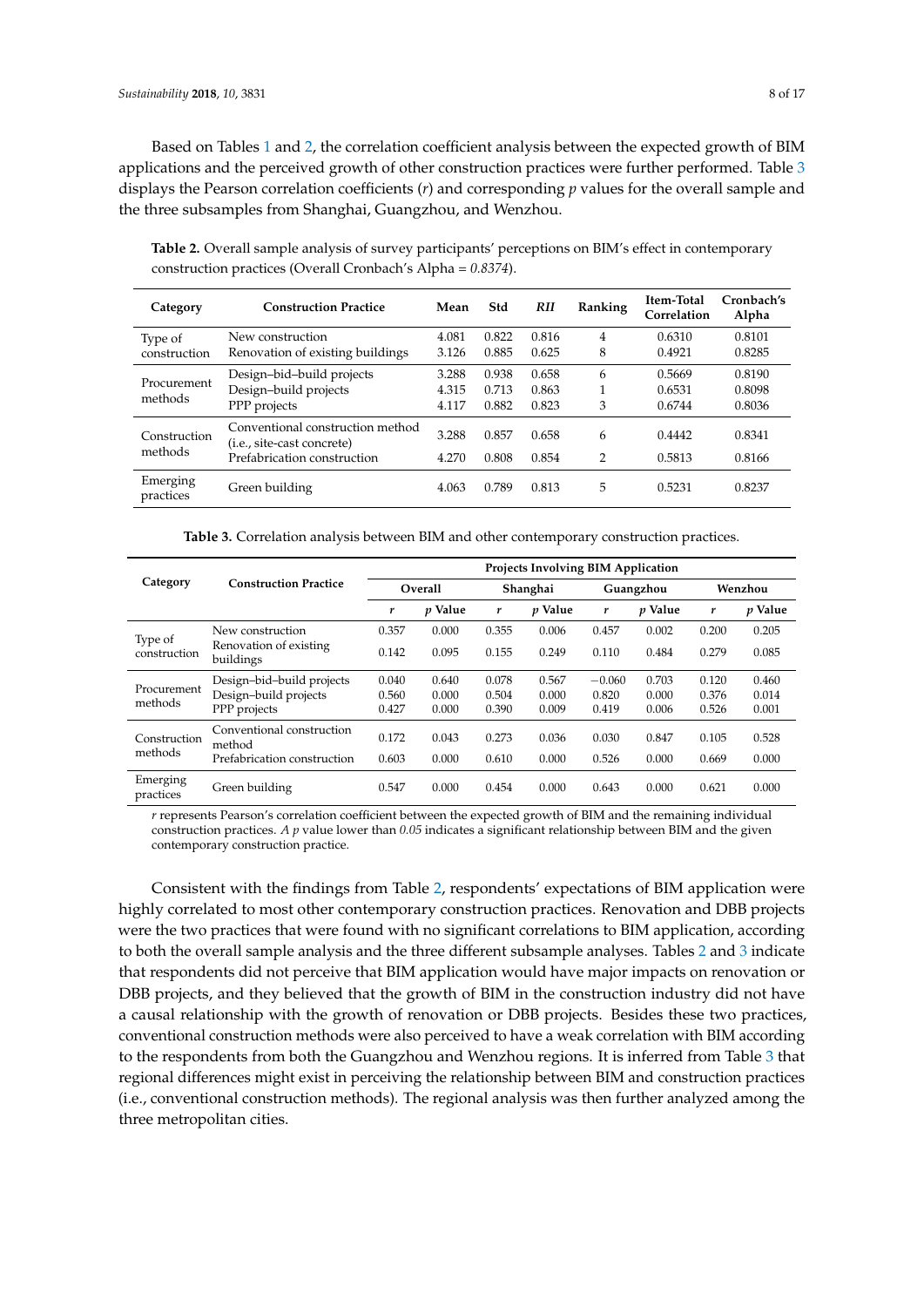Based on Tables 1 and 2, the correlation coefficient analysis between the expected growth of BIM applications and the perceived growth of other construction practices were further performed. Table 3 displays the Pearson correlation coefficients (*r*) and corresponding *p* values for the overall sample and the three subsamples from Shanghai, Guangzhou, and Wenzhou.

**Table 2.** Overall sample analysis of survey participants' perceptions on BIM's effect in contemporary construction practices (Overall Cronbach's Alpha = *0.8374*).

| Category | Construction Practice | Mean | Std | *RII* | Ranking | Item-Total Correlation | Cronbach's Alpha |
|---|---|---|---|---|---|---|---|
| Type of construction | New construction | 4.081 | 0.822 | 0.816 | 4 | 0.6310 | 0.8101 |
| | Renovation of existing buildings | 3.126 | 0.885 | 0.625 | 8 | 0.4921 | 0.8285 |
| Procurement methods | Design–bid–build projects | 3.288 | 0.938 | 0.658 | 6 | 0.5669 | 0.8190 |
| | Design–build projects | 4.315 | 0.713 | 0.863 | 1 | 0.6531 | 0.8098 |
| | PPP projects | 4.117 | 0.882 | 0.823 | 3 | 0.6744 | 0.8036 |
| Construction methods | Conventional construction method (i.e., site-cast concrete) | 3.288 | 0.857 | 0.658 | 6 | 0.4442 | 0.8341 |
| | Prefabrication construction | 4.270 | 0.808 | 0.854 | 2 | 0.5813 | 0.8166 |
| Emerging practices | Green building | 4.063 | 0.789 | 0.813 | 5 | 0.5231 | 0.8237 |

**Table 3.** Correlation analysis between BIM and other contemporary construction practices.

| Category | Construction Practice | Projects Involving BIM Application | | | | | | | |
|---|---|---|---|---|---|---|---|---|---|
| | | Overall | | Shanghai | | Guangzhou | | Wenzhou | |
| | | *r* | *p* Value | *r* | *p* Value | *r* | *p* Value | *r* | *p* Value |
| Type of construction | New construction | 0.357 | 0.000 | 0.355 | 0.006 | 0.457 | 0.002 | 0.200 | 0.205 |
| | Renovation of existing buildings | 0.142 | 0.095 | 0.155 | 0.249 | 0.110 | 0.484 | 0.279 | 0.085 |
| Procurement methods | Design–bid–build projects | 0.040 | 0.640 | 0.078 | 0.567 | −0.060 | 0.703 | 0.120 | 0.460 |
| | Design–build projects | 0.560 | 0.000 | 0.504 | 0.000 | 0.820 | 0.000 | 0.376 | 0.014 |
| | PPP projects | 0.427 | 0.000 | 0.390 | 0.009 | 0.419 | 0.006 | 0.526 | 0.001 |
| Construction methods | Conventional construction method | 0.172 | 0.043 | 0.273 | 0.036 | 0.030 | 0.847 | 0.105 | 0.528 |
| | Prefabrication construction | 0.603 | 0.000 | 0.610 | 0.000 | 0.526 | 0.000 | 0.669 | 0.000 |
| Emerging practices | Green building | 0.547 | 0.000 | 0.454 | 0.000 | 0.643 | 0.000 | 0.621 | 0.000 |

*r* represents Pearson's correlation coefficient between the expected growth of BIM and the remaining individual construction practices. *A p* value lower than *0.05* indicates a significant relationship between BIM and the given contemporary construction practice.

Consistent with the findings from Table 2, respondents' expectations of BIM application were highly correlated to most other contemporary construction practices. Renovation and DBB projects were the two practices that were found with no significant correlations to BIM application, according to both the overall sample analysis and the three different subsample analyses. Tables 2 and 3 indicate that respondents did not perceive that BIM application would have major impacts on renovation or DBB projects, and they believed that the growth of BIM in the construction industry did not have a causal relationship with the growth of renovation or DBB projects. Besides these two practices, conventional construction methods were also perceived to have a weak correlation with BIM according to the respondents from both the Guangzhou and Wenzhou regions. It is inferred from Table 3 that regional differences might exist in perceiving the relationship between BIM and construction practices (i.e., conventional construction methods). The regional analysis was then further analyzed among the three metropolitan cities.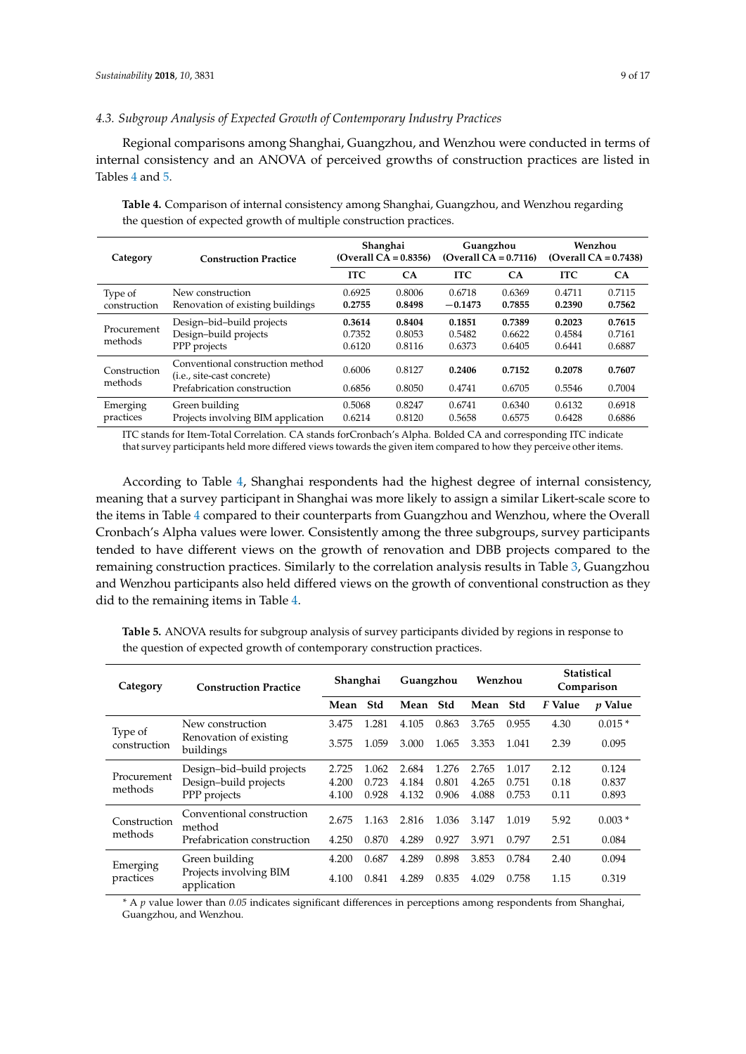### 4.3. Subgroup Analysis of Expected Growth of Contemporary Industry Practices

Regional comparisons among Shanghai, Guangzhou, and Wenzhou were conducted in terms of internal consistency and an ANOVA of perceived growths of construction practices are listed in Tables 4 and 5.

**Table 4.** Comparison of internal consistency among Shanghai, Guangzhou, and Wenzhou regarding the question of expected growth of multiple construction practices.

| Category | Construction Practice | Shanghai (Overall CA = 0.8356) | | Guangzhou (Overall CA = 0.7116) | | Wenzhou (Overall CA = 0.7438) | |
|---|---|---|---|---|---|---|---|
| | | ITC | CA | ITC | CA | ITC | CA |
| Type of construction | New construction | 0.6925 | 0.8006 | 0.6718 | 0.6369 | 0.4711 | 0.7115 |
| | Renovation of existing buildings | **0.2755** | **0.8498** | **−0.1473** | **0.7855** | **0.2390** | **0.7562** |
| Procurement methods | Design–bid–build projects | **0.3614** | **0.8404** | **0.1851** | **0.7389** | **0.2023** | **0.7615** |
| | Design–build projects | 0.7352 | 0.8053 | 0.5482 | 0.6622 | 0.4584 | 0.7161 |
| | PPP projects | 0.6120 | 0.8116 | 0.6373 | 0.6405 | 0.6441 | 0.6887 |
| Construction methods | Conventional construction method (i.e., site-cast concrete) | 0.6006 | 0.8127 | **0.2406** | **0.7152** | **0.2078** | **0.7607** |
| | Prefabrication construction | 0.6856 | 0.8050 | 0.4741 | 0.6705 | 0.5546 | 0.7004 |
| Emerging practices | Green building | 0.5068 | 0.8247 | 0.6741 | 0.6340 | 0.6132 | 0.6918 |
| | Projects involving BIM application | 0.6214 | 0.8120 | 0.5658 | 0.6575 | 0.6428 | 0.6886 |

ITC stands for Item-Total Correlation. CA stands forCronbach's Alpha. Bolded CA and corresponding ITC indicate that survey participants held more differed views towards the given item compared to how they perceive other items.

According to Table 4, Shanghai respondents had the highest degree of internal consistency, meaning that a survey participant in Shanghai was more likely to assign a similar Likert-scale score to the items in Table 4 compared to their counterparts from Guangzhou and Wenzhou, where the Overall Cronbach's Alpha values were lower. Consistently among the three subgroups, survey participants tended to have different views on the growth of renovation and DBB projects compared to the remaining construction practices. Similarly to the correlation analysis results in Table 3, Guangzhou and Wenzhou participants also held differed views on the growth of conventional construction as they did to the remaining items in Table 4.

**Table 5.** ANOVA results for subgroup analysis of survey participants divided by regions in response to the question of expected growth of contemporary construction practices.

| Category | Construction Practice | Shanghai | | Guangzhou | | Wenzhou | | Statistical Comparison | |
|---|---|---|---|---|---|---|---|---|---|
| | | Mean | Std | Mean | Std | Mean | Std | *F* Value | *p* Value |
| Type of construction | New construction | 3.475 | 1.281 | 4.105 | 0.863 | 3.765 | 0.955 | 4.30 | 0.015 * |
| | Renovation of existing buildings | 3.575 | 1.059 | 3.000 | 1.065 | 3.353 | 1.041 | 2.39 | 0.095 |
| Procurement methods | Design–bid–build projects | 2.725 | 1.062 | 2.684 | 1.276 | 2.765 | 1.017 | 2.12 | 0.124 |
| | Design–build projects | 4.200 | 0.723 | 4.184 | 0.801 | 4.265 | 0.751 | 0.18 | 0.837 |
| | PPP projects | 4.100 | 0.928 | 4.132 | 0.906 | 4.088 | 0.753 | 0.11 | 0.893 |
| Construction methods | Conventional construction method | 2.675 | 1.163 | 2.816 | 1.036 | 3.147 | 1.019 | 5.92 | 0.003 * |
| | Prefabrication construction | 4.250 | 0.870 | 4.289 | 0.927 | 3.971 | 0.797 | 2.51 | 0.084 |
| Emerging practices | Green building | 4.200 | 0.687 | 4.289 | 0.898 | 3.853 | 0.784 | 2.40 | 0.094 |
| | Projects involving BIM application | 4.100 | 0.841 | 4.289 | 0.835 | 4.029 | 0.758 | 1.15 | 0.319 |

* A $p$ value lower than *0.05* indicates significant differences in perceptions among respondents from Shanghai, Guangzhou, and Wenzhou.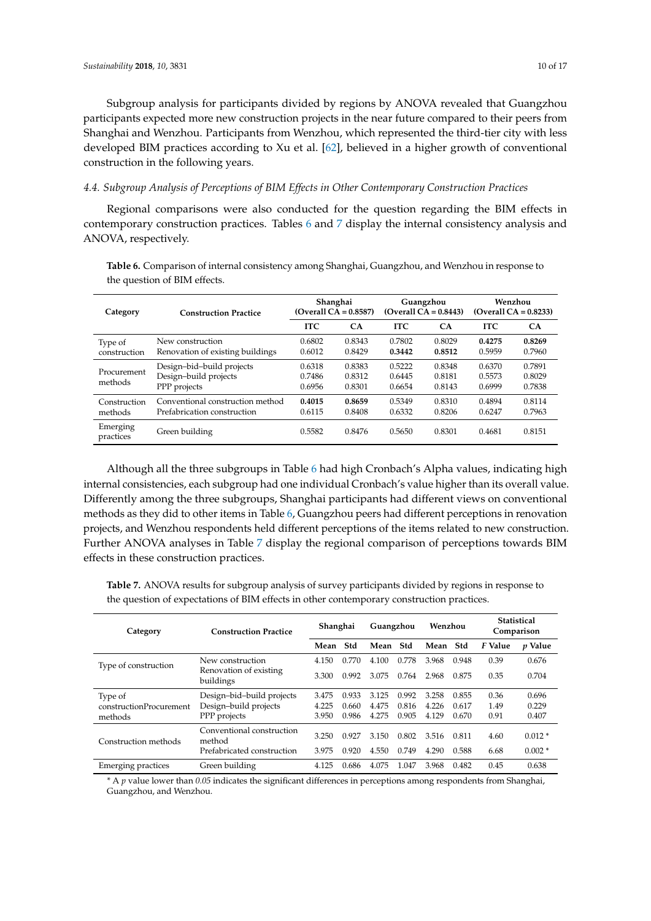Subgroup analysis for participants divided by regions by ANOVA revealed that Guangzhou participants expected more new construction projects in the near future compared to their peers from Shanghai and Wenzhou. Participants from Wenzhou, which represented the third-tier city with less developed BIM practices according to Xu et al. [62], believed in a higher growth of conventional construction in the following years.

### 4.4. Subgroup Analysis of Perceptions of BIM Effects in Other Contemporary Construction Practices

Regional comparisons were also conducted for the question regarding the BIM effects in contemporary construction practices. Tables 6 and 7 display the internal consistency analysis and ANOVA, respectively.

**Table 6.** Comparison of internal consistency among Shanghai, Guangzhou, and Wenzhou in response to the question of BIM effects.

| Category | Construction Practice | Shanghai (Overall CA = 0.8587) | | Guangzhou (Overall CA = 0.8443) | | Wenzhou (Overall CA = 0.8233) | |
|---|---|---|---|---|---|---|---|
| | | ITC | CA | ITC | CA | ITC | CA |
| Type of construction | New construction | 0.6802 | 0.8343 | 0.7802 | 0.8029 | **0.4275** | **0.8269** |
| | Renovation of existing buildings | 0.6012 | 0.8429 | **0.3442** | **0.8512** | 0.5959 | 0.7960 |
| Procurement methods | Design–bid–build projects | 0.6318 | 0.8383 | 0.5222 | 0.8348 | 0.6370 | 0.7891 |
| | Design–build projects | 0.7486 | 0.8312 | 0.6445 | 0.8181 | 0.5573 | 0.8029 |
| | PPP projects | 0.6956 | 0.8301 | 0.6654 | 0.8143 | 0.6999 | 0.7838 |
| Construction methods | Conventional construction method | **0.4015** | **0.8659** | 0.5349 | 0.8310 | 0.4894 | 0.8114 |
| | Prefabrication construction | 0.6115 | 0.8408 | 0.6332 | 0.8206 | 0.6247 | 0.7963 |
| Emerging practices | Green building | 0.5582 | 0.8476 | 0.5650 | 0.8301 | 0.4681 | 0.8151 |

Although all the three subgroups in Table 6 had high Cronbach's Alpha values, indicating high internal consistencies, each subgroup had one individual Cronbach's value higher than its overall value. Differently among the three subgroups, Shanghai participants had different views on conventional methods as they did to other items in Table 6, Guangzhou peers had different perceptions in renovation projects, and Wenzhou respondents held different perceptions of the items related to new construction. Further ANOVA analyses in Table 7 display the regional comparison of perceptions towards BIM effects in these construction practices.

**Table 7.** ANOVA results for subgroup analysis of survey participants divided by regions in response to the question of expectations of BIM effects in other contemporary construction practices.

| Category | Construction Practice | Shanghai | | Guangzhou | | Wenzhou | | Statistical Comparison | |
|---|---|---|---|---|---|---|---|---|---|
| | | Mean | Std | Mean | Std | Mean | Std | *F* Value | *p* Value |
| Type of construction | New construction | 4.150 | 0.770 | 4.100 | 0.778 | 3.968 | 0.948 | 0.39 | 0.676 |
| | Renovation of existing buildings | 3.300 | 0.992 | 3.075 | 0.764 | 2.968 | 0.875 | 0.35 | 0.704 |
| Type of constructionProcurement methods | Design–bid–build projects | 3.475 | 0.933 | 3.125 | 0.992 | 3.258 | 0.855 | 0.36 | 0.696 |
| | Design–build projects | 4.225 | 0.660 | 4.475 | 0.816 | 4.226 | 0.617 | 1.49 | 0.229 |
| | PPP projects | 3.950 | 0.986 | 4.275 | 0.905 | 4.129 | 0.670 | 0.91 | 0.407 |
| Construction methods | Conventional construction method | 3.250 | 0.927 | 3.150 | 0.802 | 3.516 | 0.811 | 4.60 | 0.012 * |
| | Prefabricated construction | 3.975 | 0.920 | 4.550 | 0.749 | 4.290 | 0.588 | 6.68 | 0.002 * |
| Emerging practices | Green building | 4.125 | 0.686 | 4.075 | 1.047 | 3.968 | 0.482 | 0.45 | 0.638 |

\* A *p* value lower than *0.05* indicates the significant differences in perceptions among respondents from Shanghai, Guangzhou, and Wenzhou.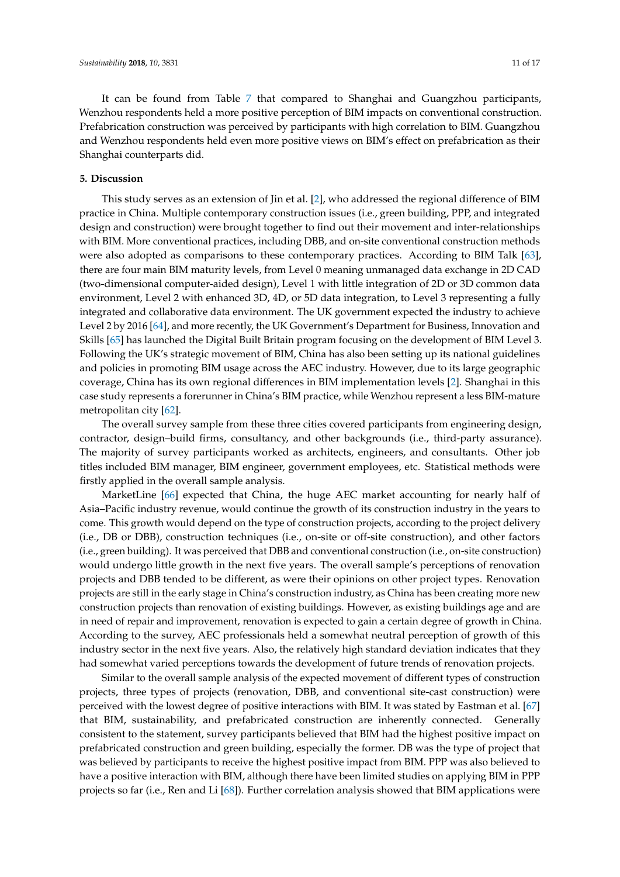It can be found from Table 7 that compared to Shanghai and Guangzhou participants, Wenzhou respondents held a more positive perception of BIM impacts on conventional construction. Prefabrication construction was perceived by participants with high correlation to BIM. Guangzhou and Wenzhou respondents held even more positive views on BIM's effect on prefabrication as their Shanghai counterparts did.

## 5. Discussion

This study serves as an extension of Jin et al. [2], who addressed the regional difference of BIM practice in China. Multiple contemporary construction issues (i.e., green building, PPP, and integrated design and construction) were brought together to find out their movement and inter-relationships with BIM. More conventional practices, including DBB, and on-site conventional construction methods were also adopted as comparisons to these contemporary practices. According to BIM Talk [63], there are four main BIM maturity levels, from Level 0 meaning unmanaged data exchange in 2D CAD (two-dimensional computer-aided design), Level 1 with little integration of 2D or 3D common data environment, Level 2 with enhanced 3D, 4D, or 5D data integration, to Level 3 representing a fully integrated and collaborative data environment. The UK government expected the industry to achieve Level 2 by 2016 [64], and more recently, the UK Government's Department for Business, Innovation and Skills [65] has launched the Digital Built Britain program focusing on the development of BIM Level 3. Following the UK's strategic movement of BIM, China has also been setting up its national guidelines and policies in promoting BIM usage across the AEC industry. However, due to its large geographic coverage, China has its own regional differences in BIM implementation levels [2]. Shanghai in this case study represents a forerunner in China's BIM practice, while Wenzhou represent a less BIM-mature metropolitan city [62].

The overall survey sample from these three cities covered participants from engineering design, contractor, design–build firms, consultancy, and other backgrounds (i.e., third-party assurance). The majority of survey participants worked as architects, engineers, and consultants. Other job titles included BIM manager, BIM engineer, government employees, etc. Statistical methods were firstly applied in the overall sample analysis.

MarketLine [66] expected that China, the huge AEC market accounting for nearly half of Asia–Pacific industry revenue, would continue the growth of its construction industry in the years to come. This growth would depend on the type of construction projects, according to the project delivery (i.e., DB or DBB), construction techniques (i.e., on-site or off-site construction), and other factors (i.e., green building). It was perceived that DBB and conventional construction (i.e., on-site construction) would undergo little growth in the next five years. The overall sample's perceptions of renovation projects and DBB tended to be different, as were their opinions on other project types. Renovation projects are still in the early stage in China's construction industry, as China has been creating more new construction projects than renovation of existing buildings. However, as existing buildings age and are in need of repair and improvement, renovation is expected to gain a certain degree of growth in China. According to the survey, AEC professionals held a somewhat neutral perception of growth of this industry sector in the next five years. Also, the relatively high standard deviation indicates that they had somewhat varied perceptions towards the development of future trends of renovation projects.

Similar to the overall sample analysis of the expected movement of different types of construction projects, three types of projects (renovation, DBB, and conventional site-cast construction) were perceived with the lowest degree of positive interactions with BIM. It was stated by Eastman et al. [67] that BIM, sustainability, and prefabricated construction are inherently connected. Generally consistent to the statement, survey participants believed that BIM had the highest positive impact on prefabricated construction and green building, especially the former. DB was the type of project that was believed by participants to receive the highest positive impact from BIM. PPP was also believed to have a positive interaction with BIM, although there have been limited studies on applying BIM in PPP projects so far (i.e., Ren and Li [68]). Further correlation analysis showed that BIM applications were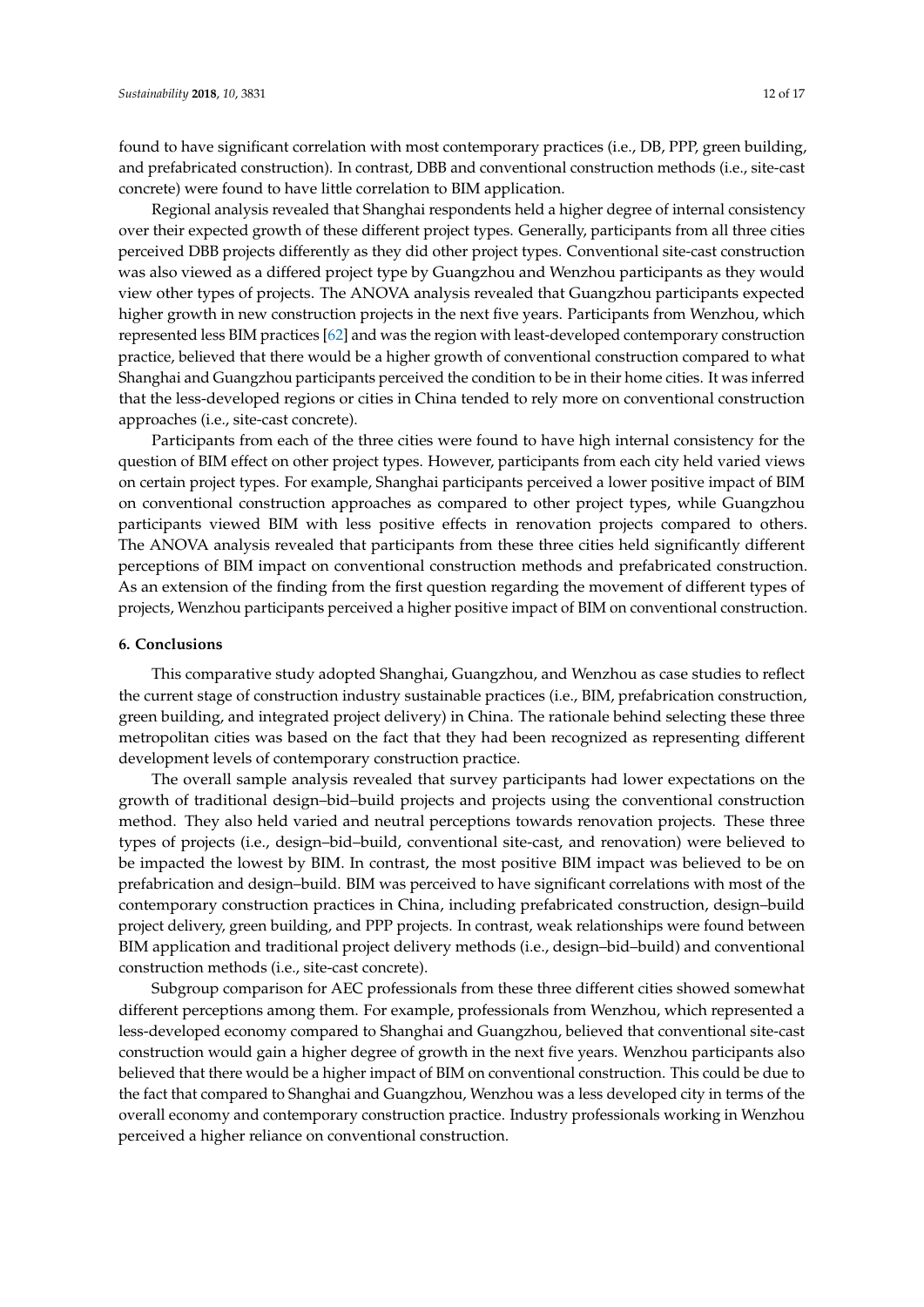found to have significant correlation with most contemporary practices (i.e., DB, PPP, green building, and prefabricated construction). In contrast, DBB and conventional construction methods (i.e., site-cast concrete) were found to have little correlation to BIM application.

Regional analysis revealed that Shanghai respondents held a higher degree of internal consistency over their expected growth of these different project types. Generally, participants from all three cities perceived DBB projects differently as they did other project types. Conventional site-cast construction was also viewed as a differed project type by Guangzhou and Wenzhou participants as they would view other types of projects. The ANOVA analysis revealed that Guangzhou participants expected higher growth in new construction projects in the next five years. Participants from Wenzhou, which represented less BIM practices [62] and was the region with least-developed contemporary construction practice, believed that there would be a higher growth of conventional construction compared to what Shanghai and Guangzhou participants perceived the condition to be in their home cities. It was inferred that the less-developed regions or cities in China tended to rely more on conventional construction approaches (i.e., site-cast concrete).

Participants from each of the three cities were found to have high internal consistency for the question of BIM effect on other project types. However, participants from each city held varied views on certain project types. For example, Shanghai participants perceived a lower positive impact of BIM on conventional construction approaches as compared to other project types, while Guangzhou participants viewed BIM with less positive effects in renovation projects compared to others. The ANOVA analysis revealed that participants from these three cities held significantly different perceptions of BIM impact on conventional construction methods and prefabricated construction. As an extension of the finding from the first question regarding the movement of different types of projects, Wenzhou participants perceived a higher positive impact of BIM on conventional construction.

## 6. Conclusions

This comparative study adopted Shanghai, Guangzhou, and Wenzhou as case studies to reflect the current stage of construction industry sustainable practices (i.e., BIM, prefabrication construction, green building, and integrated project delivery) in China. The rationale behind selecting these three metropolitan cities was based on the fact that they had been recognized as representing different development levels of contemporary construction practice.

The overall sample analysis revealed that survey participants had lower expectations on the growth of traditional design–bid–build projects and projects using the conventional construction method. They also held varied and neutral perceptions towards renovation projects. These three types of projects (i.e., design–bid–build, conventional site-cast, and renovation) were believed to be impacted the lowest by BIM. In contrast, the most positive BIM impact was believed to be on prefabrication and design–build. BIM was perceived to have significant correlations with most of the contemporary construction practices in China, including prefabricated construction, design–build project delivery, green building, and PPP projects. In contrast, weak relationships were found between BIM application and traditional project delivery methods (i.e., design–bid–build) and conventional construction methods (i.e., site-cast concrete).

Subgroup comparison for AEC professionals from these three different cities showed somewhat different perceptions among them. For example, professionals from Wenzhou, which represented a less-developed economy compared to Shanghai and Guangzhou, believed that conventional site-cast construction would gain a higher degree of growth in the next five years. Wenzhou participants also believed that there would be a higher impact of BIM on conventional construction. This could be due to the fact that compared to Shanghai and Guangzhou, Wenzhou was a less developed city in terms of the overall economy and contemporary construction practice. Industry professionals working in Wenzhou perceived a higher reliance on conventional construction.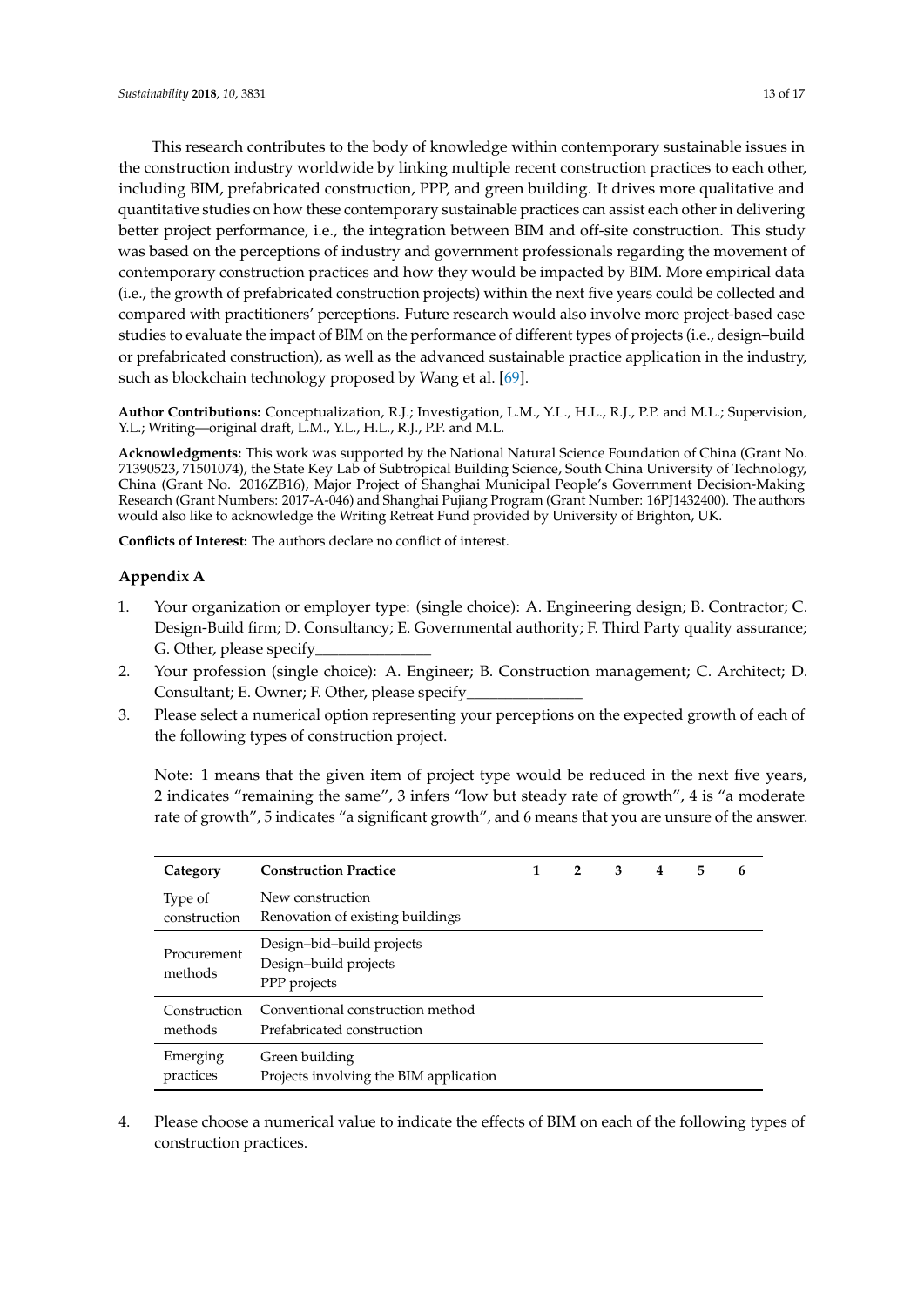This research contributes to the body of knowledge within contemporary sustainable issues in the construction industry worldwide by linking multiple recent construction practices to each other, including BIM, prefabricated construction, PPP, and green building. It drives more qualitative and quantitative studies on how these contemporary sustainable practices can assist each other in delivering better project performance, i.e., the integration between BIM and off-site construction. This study was based on the perceptions of industry and government professionals regarding the movement of contemporary construction practices and how they would be impacted by BIM. More empirical data (i.e., the growth of prefabricated construction projects) within the next five years could be collected and compared with practitioners' perceptions. Future research would also involve more project-based case studies to evaluate the impact of BIM on the performance of different types of projects (i.e., design–build or prefabricated construction), as well as the advanced sustainable practice application in the industry, such as blockchain technology proposed by Wang et al. [69].

**Author Contributions:** Conceptualization, R.J.; Investigation, L.M., Y.L., H.L., R.J., P.P. and M.L.; Supervision, Y.L.; Writing—original draft, L.M., Y.L., H.L., R.J., P.P. and M.L.

**Acknowledgments:** This work was supported by the National Natural Science Foundation of China (Grant No. 71390523, 71501074), the State Key Lab of Subtropical Building Science, South China University of Technology, China (Grant No. 2016ZB16), Major Project of Shanghai Municipal People's Government Decision-Making Research (Grant Numbers: 2017-A-046) and Shanghai Pujiang Program (Grant Number: 16PJ1432400). The authors would also like to acknowledge the Writing Retreat Fund provided by University of Brighton, UK.

**Conflicts of Interest:** The authors declare no conflict of interest.

## Appendix A

1. Your organization or employer type: (single choice): A. Engineering design; B. Contractor; C. Design-Build firm; D. Consultancy; E. Governmental authority; F. Third Party quality assurance; G. Other, please specify_______________
2. Your profession (single choice): A. Engineer; B. Construction management; C. Architect; D. Consultant; E. Owner; F. Other, please specify_______________
3. Please select a numerical option representing your perceptions on the expected growth of each of the following types of construction project.

   Note: 1 means that the given item of project type would be reduced in the next five years, 2 indicates "remaining the same", 3 infers "low but steady rate of growth", 4 is "a moderate rate of growth", 5 indicates "a significant growth", and 6 means that you are unsure of the answer.

| Category | Construction Practice | 1 | 2 | 3 | 4 | 5 | 6 |
|---|---|---|---|---|---|---|---|
| Type of construction | New construction | | | | | | |
| | Renovation of existing buildings | | | | | | |
| Procurement methods | Design–bid–build projects | | | | | | |
| | Design–build projects | | | | | | |
| | PPP projects | | | | | | |
| Construction methods | Conventional construction method | | | | | | |
| | Prefabricated construction | | | | | | |
| Emerging practices | Green building | | | | | | |
| | Projects involving the BIM application | | | | | | |

4. Please choose a numerical value to indicate the effects of BIM on each of the following types of construction practices.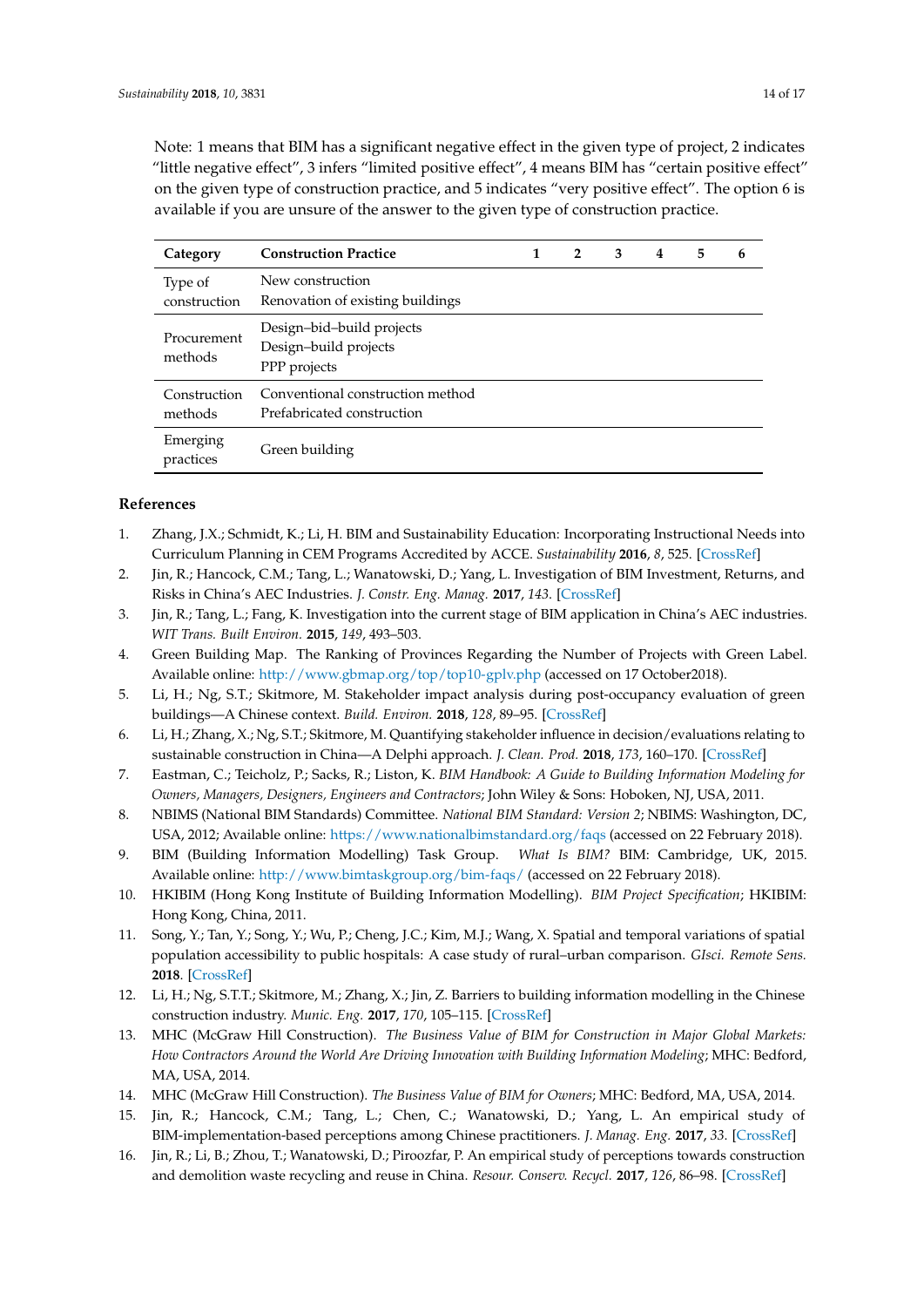Note: 1 means that BIM has a significant negative effect in the given type of project, 2 indicates "little negative effect", 3 infers "limited positive effect", 4 means BIM has "certain positive effect" on the given type of construction practice, and 5 indicates "very positive effect". The option 6 is available if you are unsure of the answer to the given type of construction practice.

| Category | Construction Practice | 1 | 2 | 3 | 4 | 5 | 6 |
|---|---|---|---|---|---|---|---|
| Type of construction | New construction | | | | | | |
| | Renovation of existing buildings | | | | | | |
| Procurement methods | Design–bid–build projects | | | | | | |
| | Design–build projects | | | | | | |
| | PPP projects | | | | | | |
| Construction methods | Conventional construction method | | | | | | |
| | Prefabricated construction | | | | | | |
| Emerging practices | Green building | | | | | | |

## References

1. Zhang, J.X.; Schmidt, K.; Li, H. BIM and Sustainability Education: Incorporating Instructional Needs into Curriculum Planning in CEM Programs Accredited by ACCE. *Sustainability* **2016**, *8*, 525. [CrossRef]
2. Jin, R.; Hancock, C.M.; Tang, L.; Wanatowski, D.; Yang, L. Investigation of BIM Investment, Returns, and Risks in China's AEC Industries. *J. Constr. Eng. Manag.* **2017**, *143*. [CrossRef]
3. Jin, R.; Tang, L.; Fang, K. Investigation into the current stage of BIM application in China's AEC industries. *WIT Trans. Built Environ.* **2015**, *149*, 493–503.
4. Green Building Map. The Ranking of Provinces Regarding the Number of Projects with Green Label. Available online: http://www.gbmap.org/top/top10-gplv.php (accessed on 17 October2018).
5. Li, H.; Ng, S.T.; Skitmore, M. Stakeholder impact analysis during post-occupancy evaluation of green buildings—A Chinese context. *Build. Environ.* **2018**, *128*, 89–95. [CrossRef]
6. Li, H.; Zhang, X.; Ng, S.T.; Skitmore, M. Quantifying stakeholder influence in decision/evaluations relating to sustainable construction in China—A Delphi approach. *J. Clean. Prod.* **2018**, *173*, 160–170. [CrossRef]
7. Eastman, C.; Teicholz, P.; Sacks, R.; Liston, K. *BIM Handbook: A Guide to Building Information Modeling for Owners, Managers, Designers, Engineers and Contractors*; John Wiley & Sons: Hoboken, NJ, USA, 2011.
8. NBIMS (National BIM Standards) Committee. *National BIM Standard: Version 2*; NBIMS: Washington, DC, USA, 2012; Available online: https://www.nationalbimstandard.org/faqs (accessed on 22 February 2018).
9. BIM (Building Information Modelling) Task Group. *What Is BIM?* BIM: Cambridge, UK, 2015. Available online: http://www.bimtaskgroup.org/bim-faqs/ (accessed on 22 February 2018).
10. HKIBIM (Hong Kong Institute of Building Information Modelling). *BIM Project Specification*; HKIBIM: Hong Kong, China, 2011.
11. Song, Y.; Tan, Y.; Song, Y.; Wu, P.; Cheng, J.C.; Kim, M.J.; Wang, X. Spatial and temporal variations of spatial population accessibility to public hospitals: A case study of rural–urban comparison. *GIsci. Remote Sens.* **2018**. [CrossRef]
12. Li, H.; Ng, S.T.T.; Skitmore, M.; Zhang, X.; Jin, Z. Barriers to building information modelling in the Chinese construction industry. *Munic. Eng.* **2017**, *170*, 105–115. [CrossRef]
13. MHC (McGraw Hill Construction). *The Business Value of BIM for Construction in Major Global Markets: How Contractors Around the World Are Driving Innovation with Building Information Modeling*; MHC: Bedford, MA, USA, 2014.
14. MHC (McGraw Hill Construction). *The Business Value of BIM for Owners*; MHC: Bedford, MA, USA, 2014.
15. Jin, R.; Hancock, C.M.; Tang, L.; Chen, C.; Wanatowski, D.; Yang, L. An empirical study of BIM-implementation-based perceptions among Chinese practitioners. *J. Manag. Eng.* **2017**, *33*. [CrossRef]
16. Jin, R.; Li, B.; Zhou, T.; Wanatowski, D.; Piroozfar, P. An empirical study of perceptions towards construction and demolition waste recycling and reuse in China. *Resour. Conserv. Recycl.* **2017**, *126*, 86–98. [CrossRef]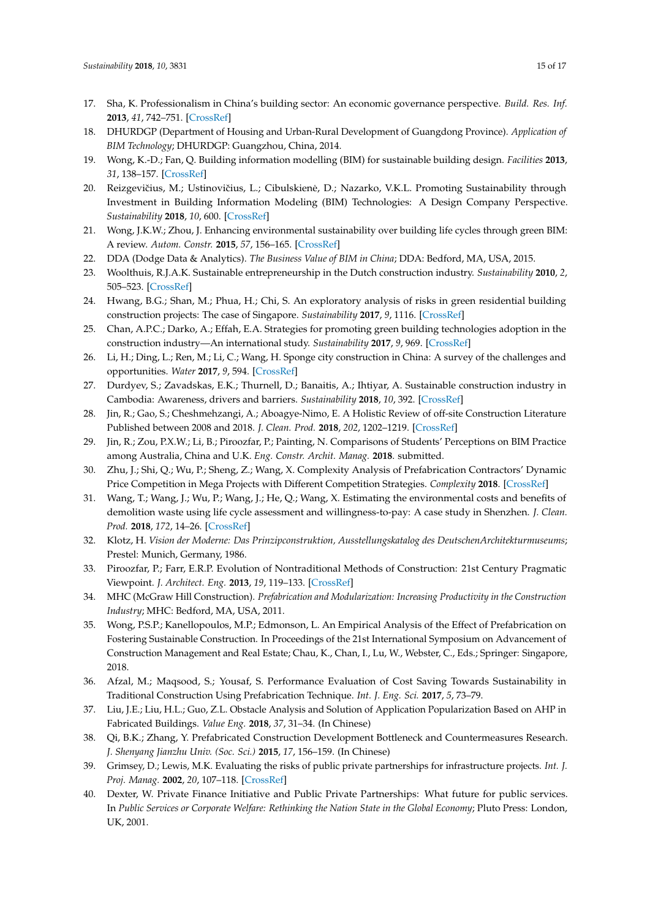17. Sha, K. Professionalism in China's building sector: An economic governance perspective. *Build. Res. Inf.* **2013**, *41*, 742–751. [CrossRef]
18. DHURDGP (Department of Housing and Urban-Rural Development of Guangdong Province). *Application of BIM Technology*; DHURDGP: Guangzhou, China, 2014.
19. Wong, K.-D.; Fan, Q. Building information modelling (BIM) for sustainable building design. *Facilities* **2013**, *31*, 138–157. [CrossRef]
20. Reizgevičius, M.; Ustinovičius, L.; Cibulskienė, D.; Nazarko, V.K.L. Promoting Sustainability through Investment in Building Information Modeling (BIM) Technologies: A Design Company Perspective. *Sustainability* **2018**, *10*, 600. [CrossRef]
21. Wong, J.K.W.; Zhou, J. Enhancing environmental sustainability over building life cycles through green BIM: A review. *Autom. Constr.* **2015**, *57*, 156–165. [CrossRef]
22. DDA (Dodge Data & Analytics). *The Business Value of BIM in China*; DDA: Bedford, MA, USA, 2015.
23. Woolthuis, R.J.A.K. Sustainable entrepreneurship in the Dutch construction industry. *Sustainability* **2010**, *2*, 505–523. [CrossRef]
24. Hwang, B.G.; Shan, M.; Phua, H.; Chi, S. An exploratory analysis of risks in green residential building construction projects: The case of Singapore. *Sustainability* **2017**, *9*, 1116. [CrossRef]
25. Chan, A.P.C.; Darko, A.; Effah, E.A. Strategies for promoting green building technologies adoption in the construction industry—An international study. *Sustainability* **2017**, *9*, 969. [CrossRef]
26. Li, H.; Ding, L.; Ren, M.; Li, C.; Wang, H. Sponge city construction in China: A survey of the challenges and opportunities. *Water* **2017**, *9*, 594. [CrossRef]
27. Durdyev, S.; Zavadskas, E.K.; Thurnell, D.; Banaitis, A.; Ihtiyar, A. Sustainable construction industry in Cambodia: Awareness, drivers and barriers. *Sustainability* **2018**, *10*, 392. [CrossRef]
28. Jin, R.; Gao, S.; Cheshmehzangi, A.; Aboagye-Nimo, E. A Holistic Review of off-site Construction Literature Published between 2008 and 2018. *J. Clean. Prod.* **2018**, *202*, 1202–1219. [CrossRef]
29. Jin, R.; Zou, P.X.W.; Li, B.; Piroozfar, P.; Painting, N. Comparisons of Students' Perceptions on BIM Practice among Australia, China and U.K. *Eng. Constr. Archit. Manag.* **2018**. submitted.
30. Zhu, J.; Shi, Q.; Wu, P.; Sheng, Z.; Wang, X. Complexity Analysis of Prefabrication Contractors' Dynamic Price Competition in Mega Projects with Different Competition Strategies. *Complexity* **2018**. [CrossRef]
31. Wang, T.; Wang, J.; Wu, P.; Wang, J.; He, Q.; Wang, X. Estimating the environmental costs and benefits of demolition waste using life cycle assessment and willingness-to-pay: A case study in Shenzhen. *J. Clean. Prod.* **2018**, *172*, 14–26. [CrossRef]
32. Klotz, H. *Vision der Moderne: Das Prinzipconstruktion, Ausstellungskatalog des DeutschenArchitekturmuseums*; Prestel: Munich, Germany, 1986.
33. Piroozfar, P.; Farr, E.R.P. Evolution of Nontraditional Methods of Construction: 21st Century Pragmatic Viewpoint. *J. Architect. Eng.* **2013**, *19*, 119–133. [CrossRef]
34. MHC (McGraw Hill Construction). *Prefabrication and Modularization: Increasing Productivity in the Construction Industry*; MHC: Bedford, MA, USA, 2011.
35. Wong, P.S.P.; Kanellopoulos, M.P.; Edmonson, L. An Empirical Analysis of the Effect of Prefabrication on Fostering Sustainable Construction. In Proceedings of the 21st International Symposium on Advancement of Construction Management and Real Estate; Chau, K., Chan, I., Lu, W., Webster, C., Eds.; Springer: Singapore, 2018.
36. Afzal, M.; Maqsood, S.; Yousaf, S. Performance Evaluation of Cost Saving Towards Sustainability in Traditional Construction Using Prefabrication Technique. *Int. J. Eng. Sci.* **2017**, *5*, 73–79.
37. Liu, J.E.; Liu, H.L.; Guo, Z.L. Obstacle Analysis and Solution of Application Popularization Based on AHP in Fabricated Buildings. *Value Eng.* **2018**, *37*, 31–34. (In Chinese)
38. Qi, B.K.; Zhang, Y. Prefabricated Construction Development Bottleneck and Countermeasures Research. *J. Shenyang Jianzhu Univ. (Soc. Sci.)* **2015**, *17*, 156–159. (In Chinese)
39. Grimsey, D.; Lewis, M.K. Evaluating the risks of public private partnerships for infrastructure projects. *Int. J. Proj. Manag.* **2002**, *20*, 107–118. [CrossRef]
40. Dexter, W. Private Finance Initiative and Public Private Partnerships: What future for public services. In *Public Services or Corporate Welfare: Rethinking the Nation State in the Global Economy*; Pluto Press: London, UK, 2001.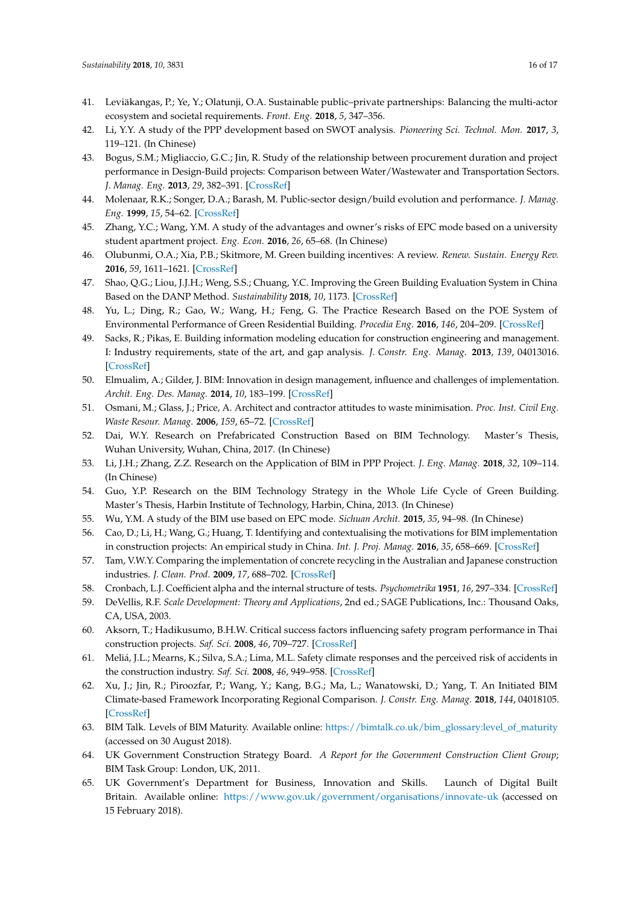41. Leviäkangas, P.; Ye, Y.; Olatunji, O.A. Sustainable public–private partnerships: Balancing the multi-actor ecosystem and societal requirements. *Front. Eng.* **2018**, *5*, 347–356.
42. Li, Y.Y. A study of the PPP development based on SWOT analysis. *Pioneering Sci. Technol. Mon.* **2017**, *3*, 119–121. (In Chinese)
43. Bogus, S.M.; Migliaccio, G.C.; Jin, R. Study of the relationship between procurement duration and project performance in Design-Build projects: Comparison between Water/Wastewater and Transportation Sectors. *J. Manag. Eng.* **2013**, *29*, 382–391. [CrossRef]
44. Molenaar, R.K.; Songer, D.A.; Barash, M. Public-sector design/build evolution and performance. *J. Manag. Eng.* **1999**, *15*, 54–62. [CrossRef]
45. Zhang, Y.C.; Wang, Y.M. A study of the advantages and owner's risks of EPC mode based on a university student apartment project. *Eng. Econ.* **2016**, *26*, 65–68. (In Chinese)
46. Olubunmi, O.A.; Xia, P.B.; Skitmore, M. Green building incentives: A review. *Renew. Sustain. Energy Rev.* **2016**, *59*, 1611–1621. [CrossRef]
47. Shao, Q.G.; Liou, J.J.H.; Weng, S.S.; Chuang, Y.C. Improving the Green Building Evaluation System in China Based on the DANP Method. *Sustainability* **2018**, *10*, 1173. [CrossRef]
48. Yu, L.; Ding, R.; Gao, W.; Wang, H.; Feng, G. The Practice Research Based on the POE System of Environmental Performance of Green Residential Building. *Procedia Eng.* **2016**, *146*, 204–209. [CrossRef]
49. Sacks, R.; Pikas, E. Building information modeling education for construction engineering and management. I: Industry requirements, state of the art, and gap analysis. *J. Constr. Eng. Manag.* **2013**, *139*, 04013016. [CrossRef]
50. Elmualim, A.; Gilder, J. BIM: Innovation in design management, influence and challenges of implementation. *Archit. Eng. Des. Manag.* **2014**, *10*, 183–199. [CrossRef]
51. Osmani, M.; Glass, J.; Price, A. Architect and contractor attitudes to waste minimisation. *Proc. Inst. Civil Eng. Waste Resour. Manag.* **2006**, *159*, 65–72. [CrossRef]
52. Dai, W.Y. Research on Prefabricated Construction Based on BIM Technology. Master's Thesis, Wuhan University, Wuhan, China, 2017. (In Chinese)
53. Li, J.H.; Zhang, Z.Z. Research on the Application of BIM in PPP Project. *J. Eng. Manag.* **2018**, *32*, 109–114. (In Chinese)
54. Guo, Y.P. Research on the BIM Technology Strategy in the Whole Life Cycle of Green Building. Master's Thesis, Harbin Institute of Technology, Harbin, China, 2013. (In Chinese)
55. Wu, Y.M. A study of the BIM use based on EPC mode. *Sichuan Archit.* **2015**, *35*, 94–98. (In Chinese)
56. Cao, D.; Li, H.; Wang, G.; Huang, T. Identifying and contextualising the motivations for BIM implementation in construction projects: An empirical study in China. *Int. J. Proj. Manag.* **2016**, *35*, 658–669. [CrossRef]
57. Tam, V.W.Y. Comparing the implementation of concrete recycling in the Australian and Japanese construction industries. *J. Clean. Prod.* **2009**, *17*, 688–702. [CrossRef]
58. Cronbach, L.J. Coefficient alpha and the internal structure of tests. *Psychometrika* **1951**, *16*, 297–334. [CrossRef]
59. DeVellis, R.F. *Scale Development: Theory and Applications*, 2nd ed.; SAGE Publications, Inc.: Thousand Oaks, CA, USA, 2003.
60. Aksorn, T.; Hadikusumo, B.H.W. Critical success factors influencing safety program performance in Thai construction projects. *Saf. Sci.* **2008**, *46*, 709–727. [CrossRef]
61. Meliá, J.L.; Mearns, K.; Silva, S.A.; Lima, M.L. Safety climate responses and the perceived risk of accidents in the construction industry. *Saf. Sci.* **2008**, *46*, 949–958. [CrossRef]
62. Xu, J.; Jin, R.; Piroozfar, P.; Wang, Y.; Kang, B.G.; Ma, L.; Wanatowski, D.; Yang, T. An Initiated BIM Climate-based Framework Incorporating Regional Comparison. *J. Constr. Eng. Manag.* **2018**, *144*, 04018105. [CrossRef]
63. BIM Talk. Levels of BIM Maturity. Available online: https://bimtalk.co.uk/bim_glossary:level_of_maturity (accessed on 30 August 2018).
64. UK Government Construction Strategy Board. *A Report for the Government Construction Client Group*; BIM Task Group: London, UK, 2011.
65. UK Government's Department for Business, Innovation and Skills. Launch of Digital Built Britain. Available online: https://www.gov.uk/government/organisations/innovate-uk (accessed on 15 February 2018).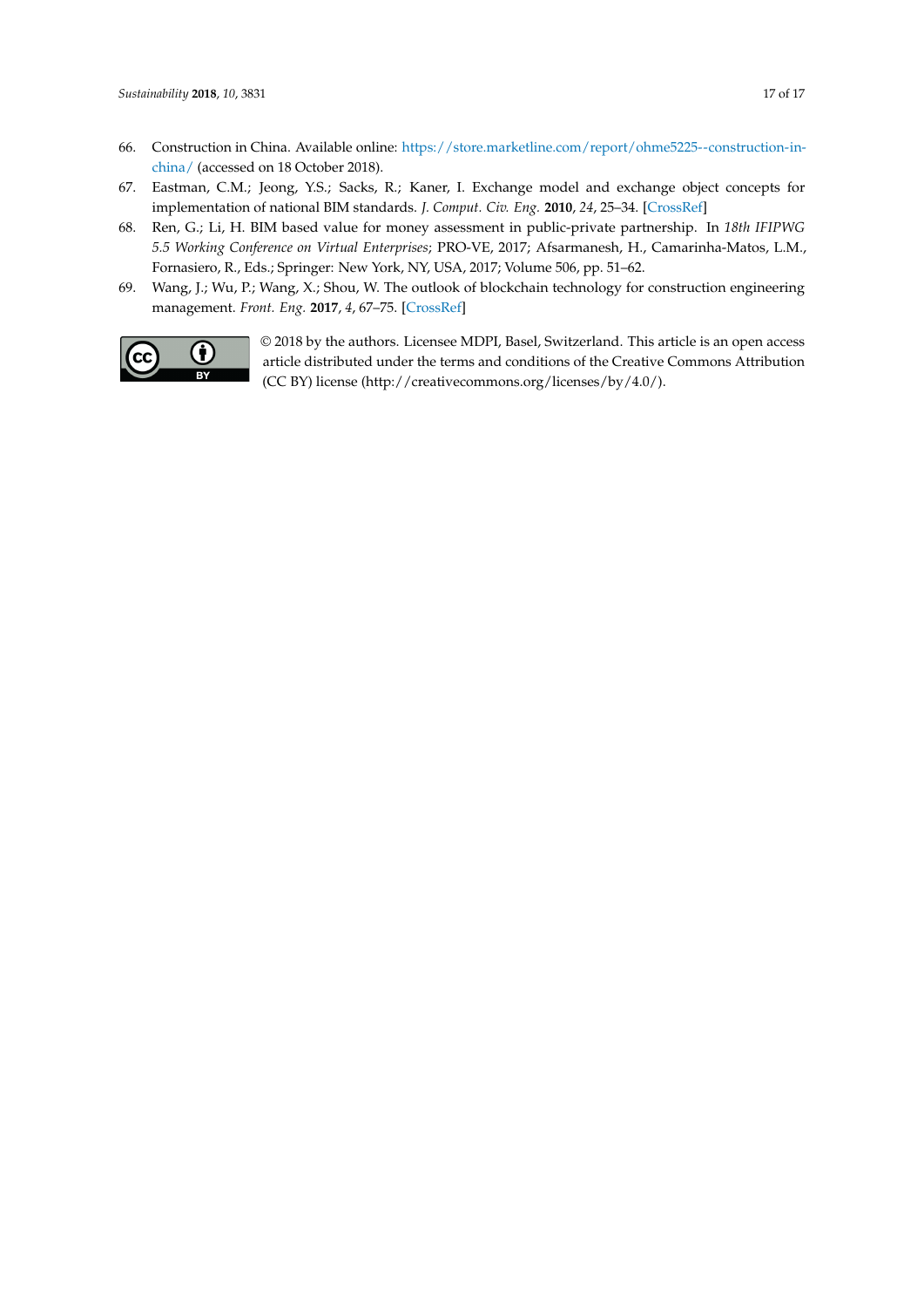66. Construction in China. Available online: https://store.marketline.com/report/ohme5225--construction-in-china/ (accessed on 18 October 2018).
67. Eastman, C.M.; Jeong, Y.S.; Sacks, R.; Kaner, I. Exchange model and exchange object concepts for implementation of national BIM standards. *J. Comput. Civ. Eng.* **2010**, *24*, 25–34. [CrossRef]
68. Ren, G.; Li, H. BIM based value for money assessment in public-private partnership. In *18th IFIPWG 5.5 Working Conference on Virtual Enterprises*; PRO-VE, 2017; Afsarmanesh, H., Camarinha-Matos, L.M., Fornasiero, R., Eds.; Springer: New York, NY, USA, 2017; Volume 506, pp. 51–62.
69. Wang, J.; Wu, P.; Wang, X.; Shou, W. The outlook of blockchain technology for construction engineering management. *Front. Eng.* **2017**, *4*, 67–75. [CrossRef]

© 2018 by the authors. Licensee MDPI, Basel, Switzerland. This article is an open access article distributed under the terms and conditions of the Creative Commons Attribution (CC BY) license (http://creativecommons.org/licenses/by/4.0/).